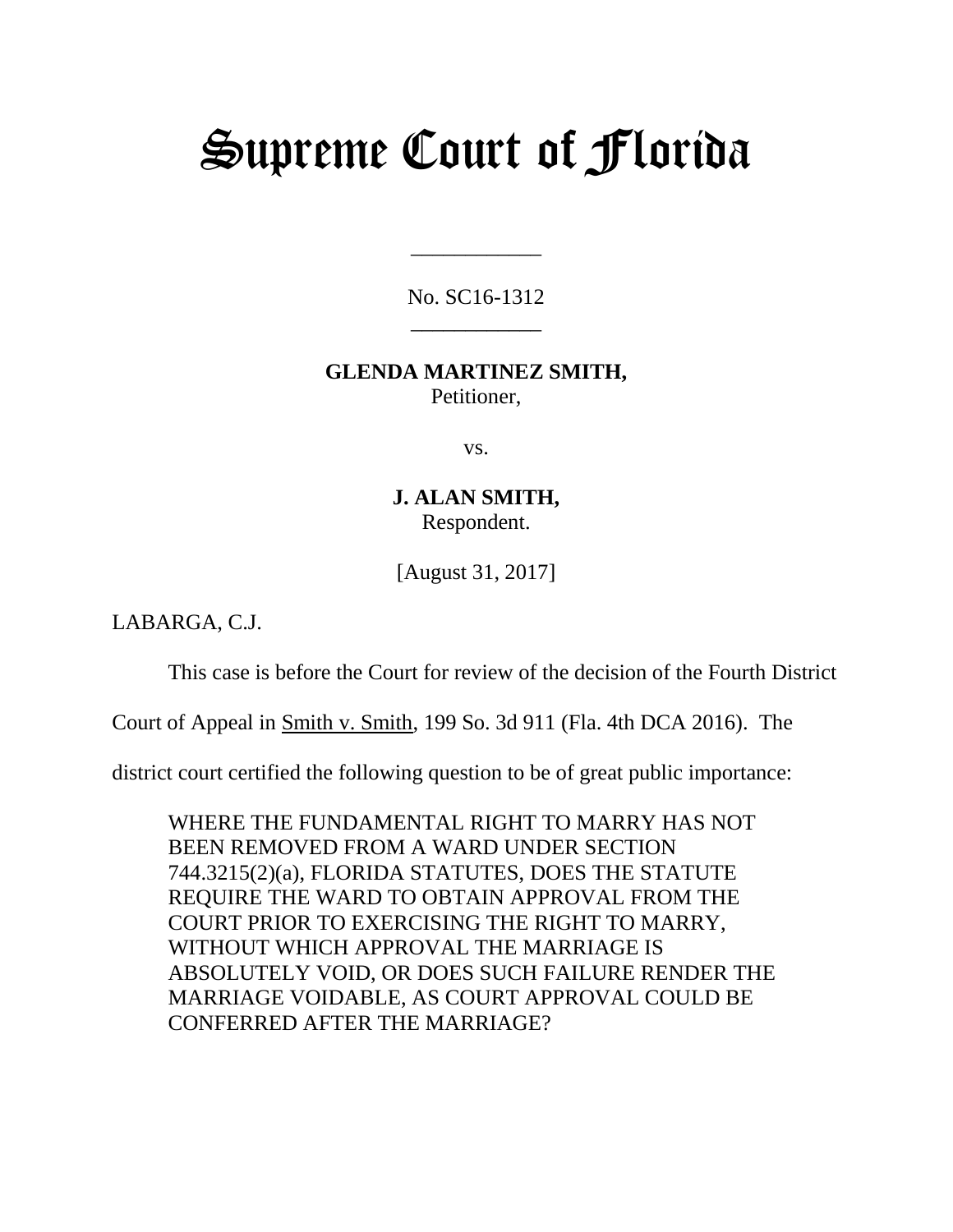# Supreme Court of Florida

\_\_\_\_\_\_\_\_\_\_\_\_

No. SC16-1312

\_\_\_\_\_\_\_\_\_\_\_\_

**GLENDA MARTINEZ SMITH,**
Petitioner,

vs.

**J. ALAN SMITH,**
Respondent.

[August 31, 2017]

LABARGA, C.J.

This case is before the Court for review of the decision of the Fourth District Court of Appeal in Smith v. Smith, 199 So. 3d 911 (Fla. 4th DCA 2016). The district court certified the following question to be of great public importance:

> WHERE THE FUNDAMENTAL RIGHT TO MARRY HAS NOT BEEN REMOVED FROM A WARD UNDER SECTION 744.3215(2)(a), FLORIDA STATUTES, DOES THE STATUTE REQUIRE THE WARD TO OBTAIN APPROVAL FROM THE COURT PRIOR TO EXERCISING THE RIGHT TO MARRY, WITHOUT WHICH APPROVAL THE MARRIAGE IS ABSOLUTELY VOID, OR DOES SUCH FAILURE RENDER THE MARRIAGE VOIDABLE, AS COURT APPROVAL COULD BE CONFERRED AFTER THE MARRIAGE?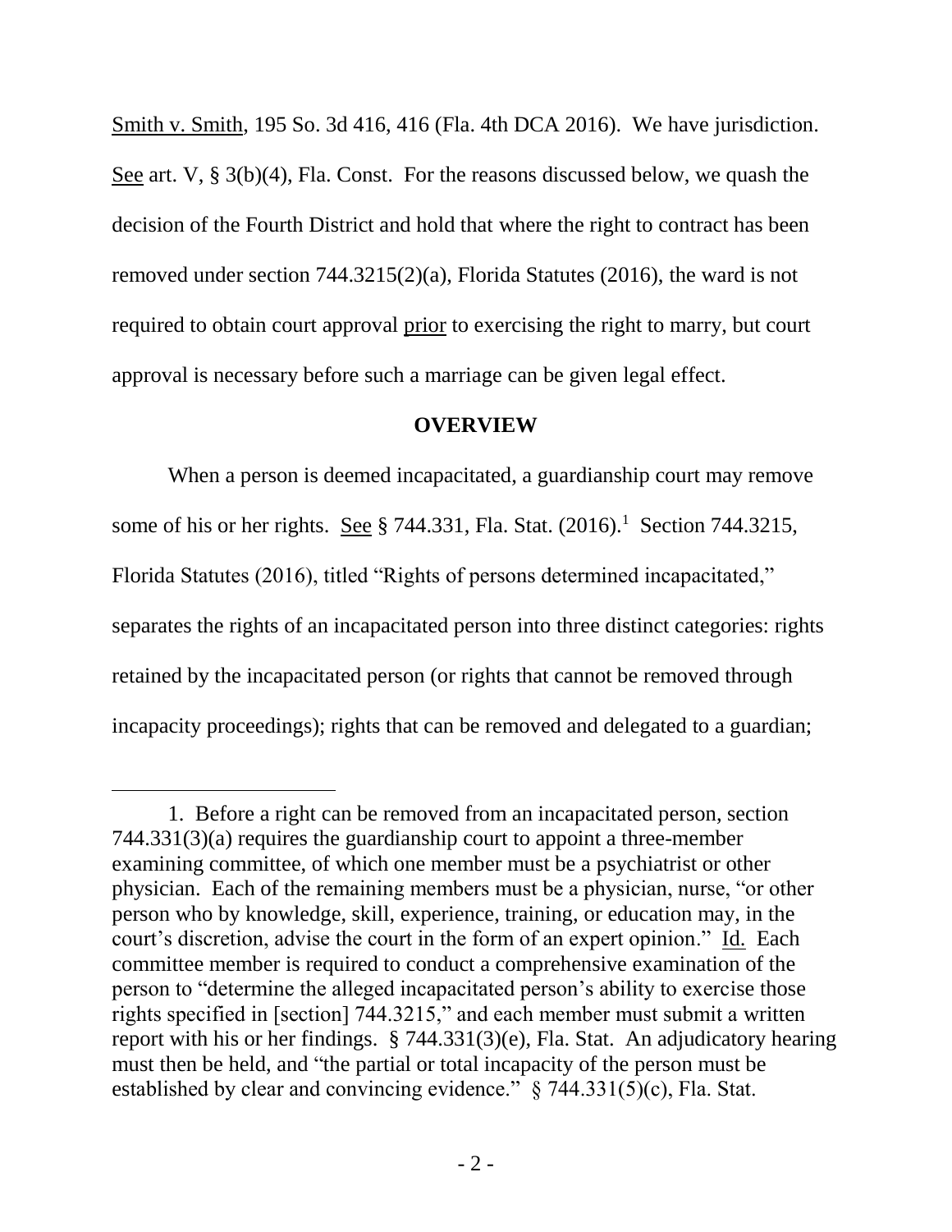Smith v. Smith, 195 So. 3d 416, 416 (Fla. 4th DCA 2016). We have jurisdiction. See art. V, § 3(b)(4), Fla. Const. For the reasons discussed below, we quash the decision of the Fourth District and hold that where the right to contract has been removed under section 744.3215(2)(a), Florida Statutes (2016), the ward is not required to obtain court approval prior to exercising the right to marry, but court approval is necessary before such a marriage can be given legal effect.

## OVERVIEW

When a person is deemed incapacitated, a guardianship court may remove some of his or her rights. See § 744.331, Fla. Stat. (2016).[1] Section 744.3215, Florida Statutes (2016), titled "Rights of persons determined incapacitated," separates the rights of an incapacitated person into three distinct categories: rights retained by the incapacitated person (or rights that cannot be removed through incapacity proceedings); rights that can be removed and delegated to a guardian;

---

1. Before a right can be removed from an incapacitated person, section 744.331(3)(a) requires the guardianship court to appoint a three-member examining committee, of which one member must be a psychiatrist or other physician. Each of the remaining members must be a physician, nurse, "or other person who by knowledge, skill, experience, training, or education may, in the court's discretion, advise the court in the form of an expert opinion." Id. Each committee member is required to conduct a comprehensive examination of the person to "determine the alleged incapacitated person's ability to exercise those rights specified in [section] 744.3215," and each member must submit a written report with his or her findings. § 744.331(3)(e), Fla. Stat. An adjudicatory hearing must then be held, and "the partial or total incapacity of the person must be established by clear and convincing evidence." § 744.331(5)(c), Fla. Stat.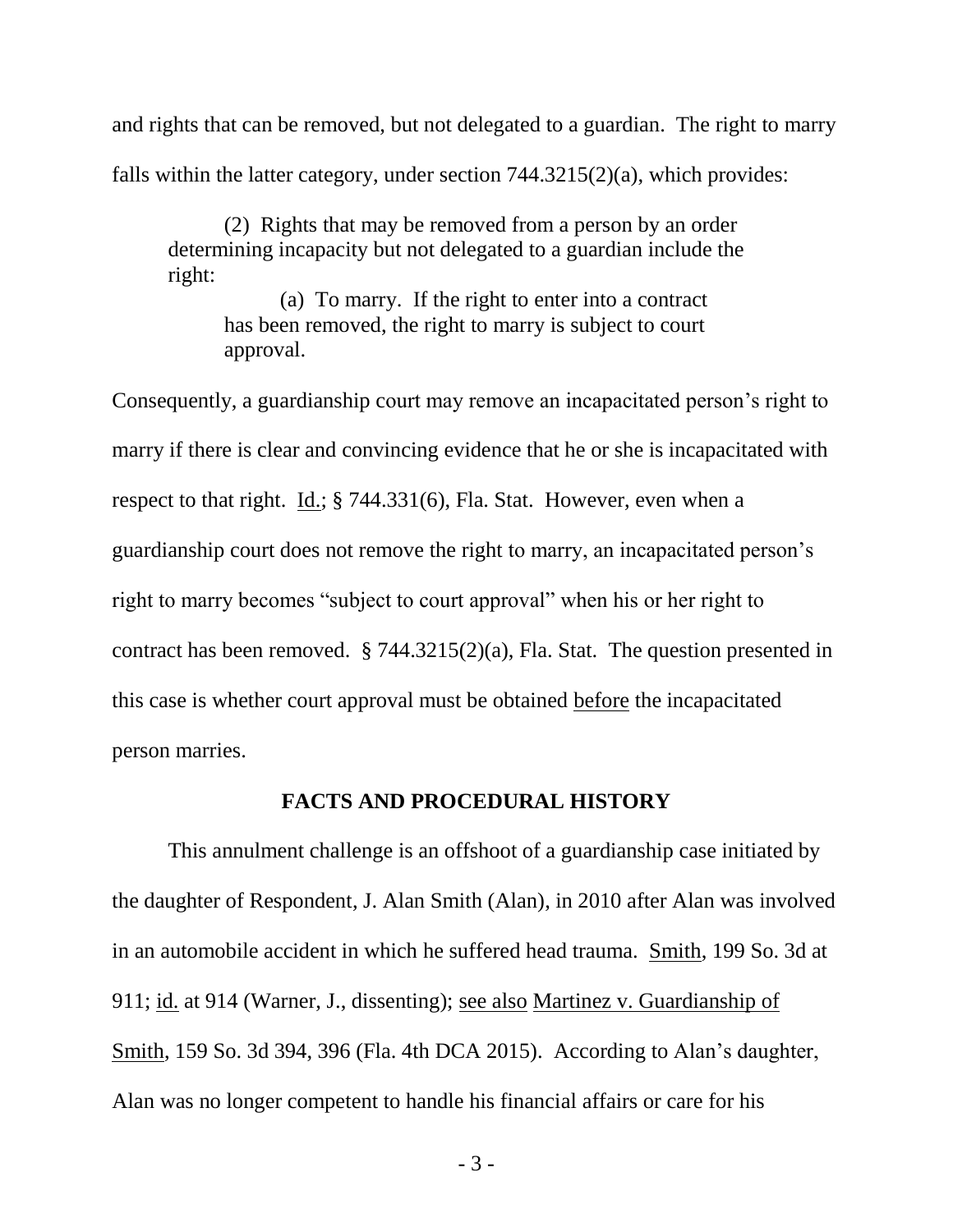and rights that can be removed, but not delegated to a guardian. The right to marry falls within the latter category, under section 744.3215(2)(a), which provides:

> (2) Rights that may be removed from a person by an order determining incapacity but not delegated to a guardian include the right:
>
> > (a) To marry. If the right to enter into a contract has been removed, the right to marry is subject to court approval.

Consequently, a guardianship court may remove an incapacitated person's right to marry if there is clear and convincing evidence that he or she is incapacitated with respect to that right. Id.; § 744.331(6), Fla. Stat. However, even when a guardianship court does not remove the right to marry, an incapacitated person's right to marry becomes "subject to court approval" when his or her right to contract has been removed. § 744.3215(2)(a), Fla. Stat. The question presented in this case is whether court approval must be obtained before the incapacitated person marries.

## FACTS AND PROCEDURAL HISTORY

This annulment challenge is an offshoot of a guardianship case initiated by the daughter of Respondent, J. Alan Smith (Alan), in 2010 after Alan was involved in an automobile accident in which he suffered head trauma. Smith, 199 So. 3d at 911; id. at 914 (Warner, J., dissenting); see also Martinez v. Guardianship of Smith, 159 So. 3d 394, 396 (Fla. 4th DCA 2015). According to Alan's daughter, Alan was no longer competent to handle his financial affairs or care for his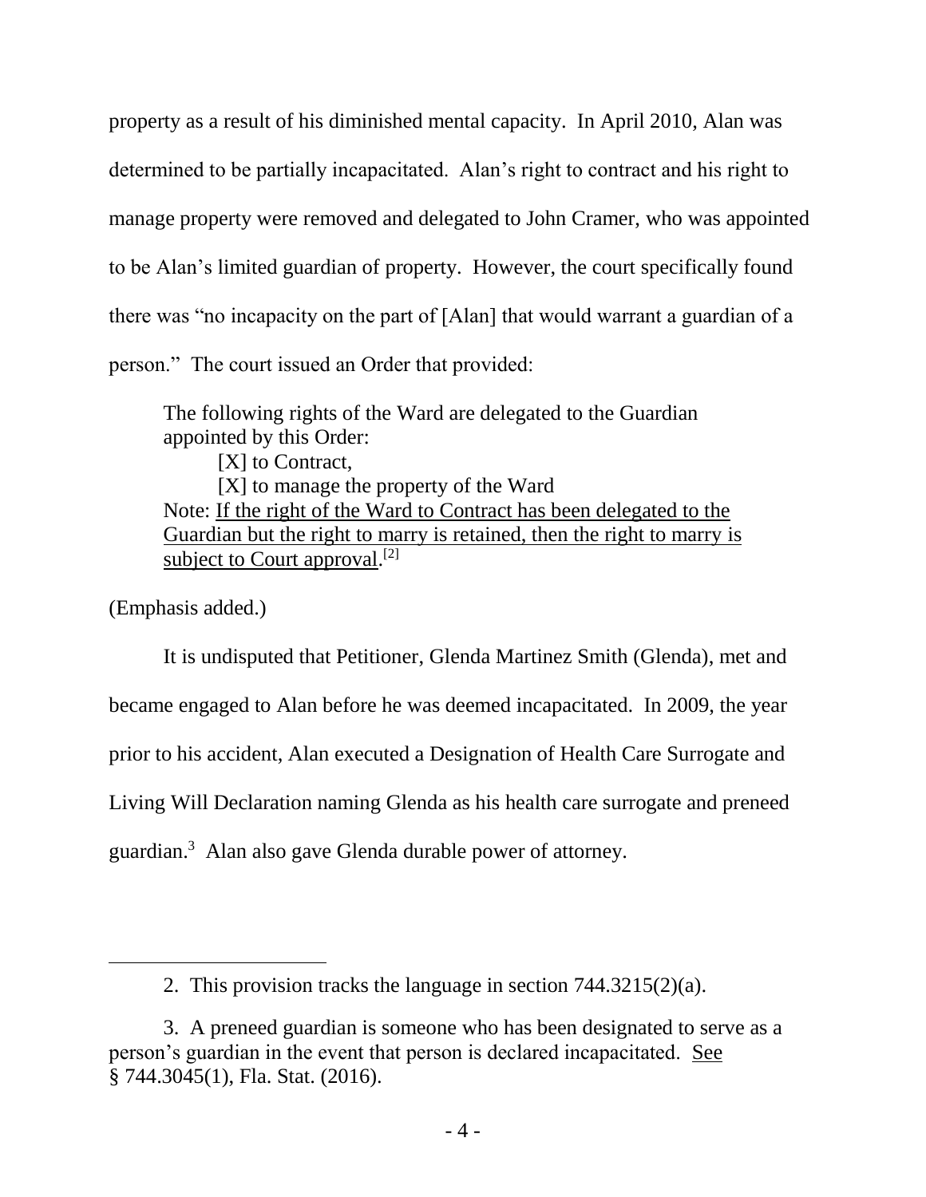property as a result of his diminished mental capacity. In April 2010, Alan was determined to be partially incapacitated. Alan's right to contract and his right to manage property were removed and delegated to John Cramer, who was appointed to be Alan's limited guardian of property. However, the court specifically found there was "no incapacity on the part of [Alan] that would warrant a guardian of a person." The court issued an Order that provided:

> The following rights of the Ward are delegated to the Guardian appointed by this Order:
>
> [X] to Contract,
>
> [X] to manage the property of the Ward
>
> Note: <u>If the right of the Ward to Contract has been delegated to the Guardian but the right to marry is retained, then the right to marry is subject to Court approval</u>.[2]

(Emphasis added.)

It is undisputed that Petitioner, Glenda Martinez Smith (Glenda), met and became engaged to Alan before he was deemed incapacitated. In 2009, the year prior to his accident, Alan executed a Designation of Health Care Surrogate and Living Will Declaration naming Glenda as his health care surrogate and preneed guardian.[3] Alan also gave Glenda durable power of attorney.

---

2. This provision tracks the language in section 744.3215(2)(a).

3. A preneed guardian is someone who has been designated to serve as a person's guardian in the event that person is declared incapacitated. <u>See</u> § 744.3045(1), Fla. Stat. (2016).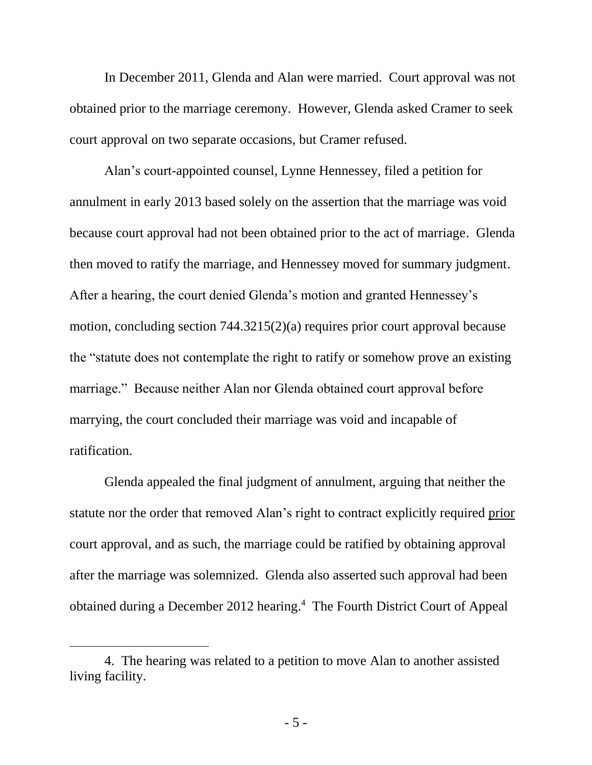In December 2011, Glenda and Alan were married. Court approval was not obtained prior to the marriage ceremony. However, Glenda asked Cramer to seek court approval on two separate occasions, but Cramer refused.

Alan's court-appointed counsel, Lynne Hennessey, filed a petition for annulment in early 2013 based solely on the assertion that the marriage was void because court approval had not been obtained prior to the act of marriage. Glenda then moved to ratify the marriage, and Hennessey moved for summary judgment. After a hearing, the court denied Glenda's motion and granted Hennessey's motion, concluding section 744.3215(2)(a) requires prior court approval because the "statute does not contemplate the right to ratify or somehow prove an existing marriage." Because neither Alan nor Glenda obtained court approval before marrying, the court concluded their marriage was void and incapable of ratification.

Glenda appealed the final judgment of annulment, arguing that neither the statute nor the order that removed Alan's right to contract explicitly required <u>prior</u> court approval, and as such, the marriage could be ratified by obtaining approval after the marriage was solemnized. Glenda also asserted such approval had been obtained during a December 2012 hearing.[4] The Fourth District Court of Appeal

4. The hearing was related to a petition to move Alan to another assisted living facility.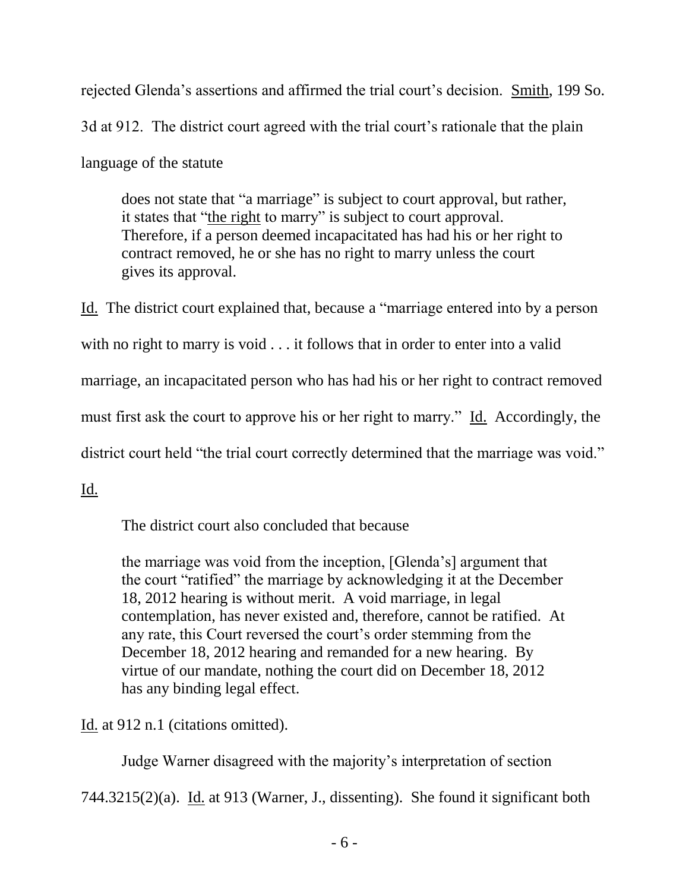rejected Glenda's assertions and affirmed the trial court's decision. Smith, 199 So. 3d at 912. The district court agreed with the trial court's rationale that the plain language of the statute

> does not state that "a marriage" is subject to court approval, but rather, it states that "the right to marry" is subject to court approval. Therefore, if a person deemed incapacitated has had his or her right to contract removed, he or she has no right to marry unless the court gives its approval.

Id. The district court explained that, because a "marriage entered into by a person with no right to marry is void . . . it follows that in order to enter into a valid marriage, an incapacitated person who has had his or her right to contract removed must first ask the court to approve his or her right to marry." Id. Accordingly, the district court held "the trial court correctly determined that the marriage was void." Id.

The district court also concluded that because

> the marriage was void from the inception, [Glenda's] argument that the court "ratified" the marriage by acknowledging it at the December 18, 2012 hearing is without merit. A void marriage, in legal contemplation, has never existed and, therefore, cannot be ratified. At any rate, this Court reversed the court's order stemming from the December 18, 2012 hearing and remanded for a new hearing. By virtue of our mandate, nothing the court did on December 18, 2012 has any binding legal effect.

Id. at 912 n.1 (citations omitted).

Judge Warner disagreed with the majority's interpretation of section 744.3215(2)(a). Id. at 913 (Warner, J., dissenting). She found it significant both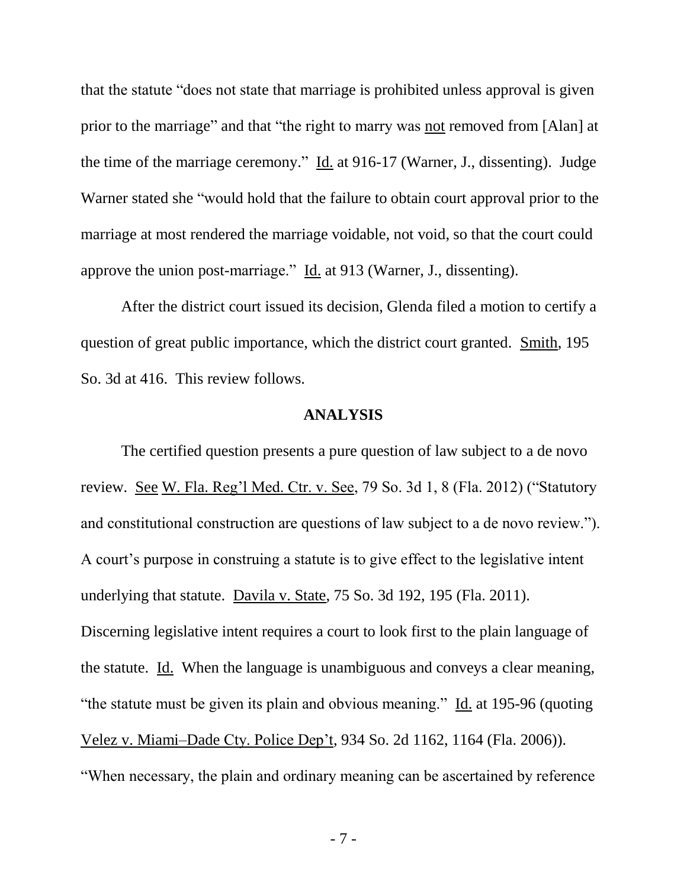that the statute "does not state that marriage is prohibited unless approval is given prior to the marriage" and that "the right to marry was not removed from [Alan] at the time of the marriage ceremony." Id. at 916-17 (Warner, J., dissenting). Judge Warner stated she "would hold that the failure to obtain court approval prior to the marriage at most rendered the marriage voidable, not void, so that the court could approve the union post-marriage." Id. at 913 (Warner, J., dissenting).

After the district court issued its decision, Glenda filed a motion to certify a question of great public importance, which the district court granted. Smith, 195 So. 3d at 416. This review follows.

## ANALYSIS

The certified question presents a pure question of law subject to a de novo review. See W. Fla. Reg'l Med. Ctr. v. See, 79 So. 3d 1, 8 (Fla. 2012) ("Statutory and constitutional construction are questions of law subject to a de novo review."). A court's purpose in construing a statute is to give effect to the legislative intent underlying that statute. Davila v. State, 75 So. 3d 192, 195 (Fla. 2011). Discerning legislative intent requires a court to look first to the plain language of the statute. Id. When the language is unambiguous and conveys a clear meaning, "the statute must be given its plain and obvious meaning." Id. at 195-96 (quoting Velez v. Miami–Dade Cty. Police Dep't, 934 So. 2d 1162, 1164 (Fla. 2006)). "When necessary, the plain and ordinary meaning can be ascertained by reference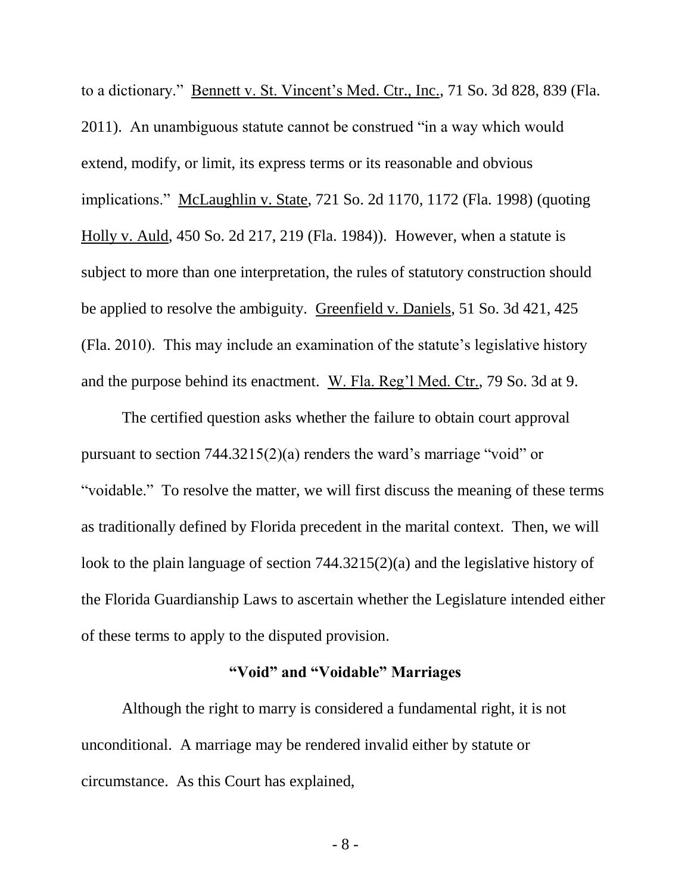to a dictionary." Bennett v. St. Vincent's Med. Ctr., Inc., 71 So. 3d 828, 839 (Fla. 2011). An unambiguous statute cannot be construed "in a way which would extend, modify, or limit, its express terms or its reasonable and obvious implications." McLaughlin v. State, 721 So. 2d 1170, 1172 (Fla. 1998) (quoting Holly v. Auld, 450 So. 2d 217, 219 (Fla. 1984)). However, when a statute is subject to more than one interpretation, the rules of statutory construction should be applied to resolve the ambiguity. Greenfield v. Daniels, 51 So. 3d 421, 425 (Fla. 2010). This may include an examination of the statute's legislative history and the purpose behind its enactment. W. Fla. Reg'l Med. Ctr., 79 So. 3d at 9.

The certified question asks whether the failure to obtain court approval pursuant to section 744.3215(2)(a) renders the ward's marriage "void" or "voidable." To resolve the matter, we will first discuss the meaning of these terms as traditionally defined by Florida precedent in the marital context. Then, we will look to the plain language of section 744.3215(2)(a) and the legislative history of the Florida Guardianship Laws to ascertain whether the Legislature intended either of these terms to apply to the disputed provision.

### "Void" and "Voidable" Marriages

Although the right to marry is considered a fundamental right, it is not unconditional. A marriage may be rendered invalid either by statute or circumstance. As this Court has explained,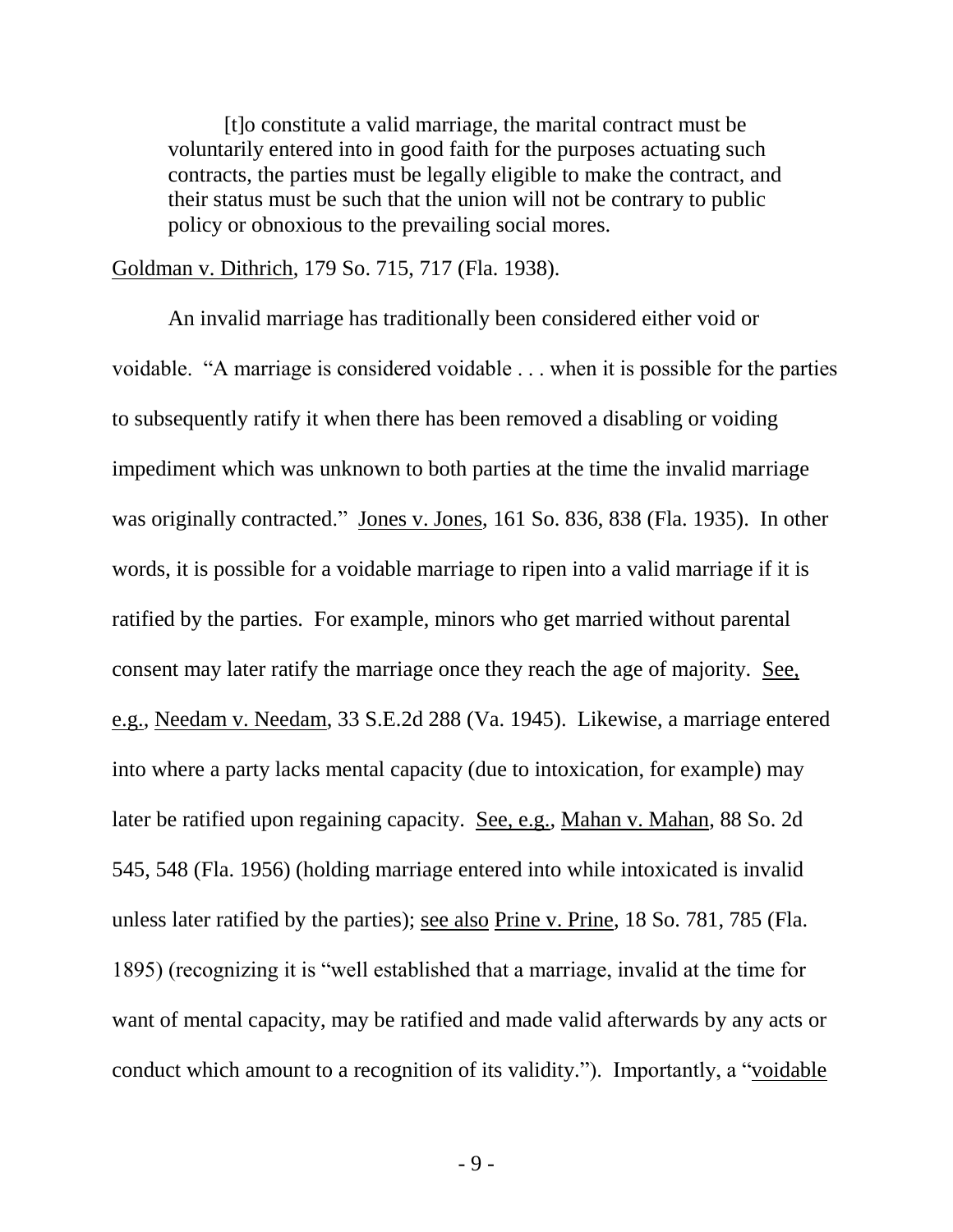> [t]o constitute a valid marriage, the marital contract must be voluntarily entered into in good faith for the purposes actuating such contracts, the parties must be legally eligible to make the contract, and their status must be such that the union will not be contrary to public policy or obnoxious to the prevailing social mores.

Goldman v. Dithrich, 179 So. 715, 717 (Fla. 1938).

An invalid marriage has traditionally been considered either void or voidable. "A marriage is considered voidable . . . when it is possible for the parties to subsequently ratify it when there has been removed a disabling or voiding impediment which was unknown to both parties at the time the invalid marriage was originally contracted." Jones v. Jones, 161 So. 836, 838 (Fla. 1935). In other words, it is possible for a voidable marriage to ripen into a valid marriage if it is ratified by the parties. For example, minors who get married without parental consent may later ratify the marriage once they reach the age of majority. See, e.g., Needam v. Needam, 33 S.E.2d 288 (Va. 1945). Likewise, a marriage entered into where a party lacks mental capacity (due to intoxication, for example) may later be ratified upon regaining capacity. See, e.g., Mahan v. Mahan, 88 So. 2d 545, 548 (Fla. 1956) (holding marriage entered into while intoxicated is invalid unless later ratified by the parties); see also Prine v. Prine, 18 So. 781, 785 (Fla. 1895) (recognizing it is "well established that a marriage, invalid at the time for want of mental capacity, may be ratified and made valid afterwards by any acts or conduct which amount to a recognition of its validity."). Importantly, a "voidable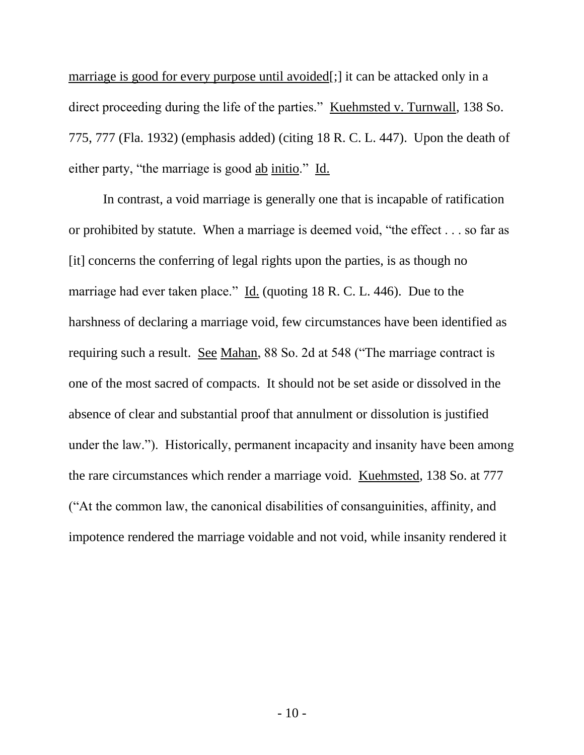marriage is good for every purpose until avoided[;] it can be attacked only in a direct proceeding during the life of the parties." Kuehmsted v. Turnwall, 138 So. 775, 777 (Fla. 1932) (emphasis added) (citing 18 R. C. L. 447). Upon the death of either party, "the marriage is good ab initio." Id.

In contrast, a void marriage is generally one that is incapable of ratification or prohibited by statute. When a marriage is deemed void, "the effect . . . so far as [it] concerns the conferring of legal rights upon the parties, is as though no marriage had ever taken place." Id. (quoting 18 R. C. L. 446). Due to the harshness of declaring a marriage void, few circumstances have been identified as requiring such a result. See Mahan, 88 So. 2d at 548 ("The marriage contract is one of the most sacred of compacts. It should not be set aside or dissolved in the absence of clear and substantial proof that annulment or dissolution is justified under the law."). Historically, permanent incapacity and insanity have been among the rare circumstances which render a marriage void. Kuehmsted, 138 So. at 777 ("At the common law, the canonical disabilities of consanguinities, affinity, and impotence rendered the marriage voidable and not void, while insanity rendered it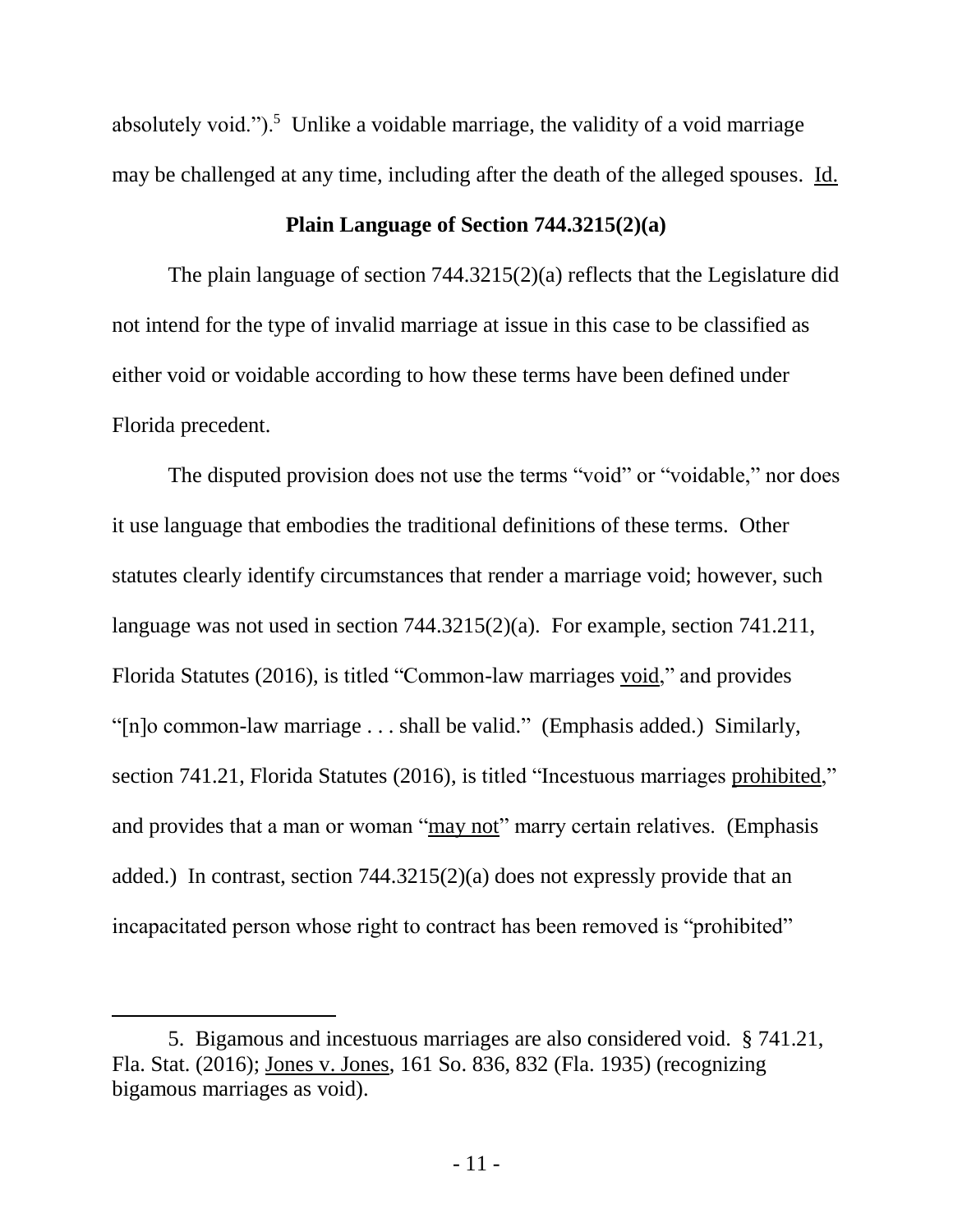absolutely void.").[5] Unlike a voidable marriage, the validity of a void marriage may be challenged at any time, including after the death of the alleged spouses. Id.

**Plain Language of Section 744.3215(2)(a)**

The plain language of section 744.3215(2)(a) reflects that the Legislature did not intend for the type of invalid marriage at issue in this case to be classified as either void or voidable according to how these terms have been defined under Florida precedent.

The disputed provision does not use the terms "void" or "voidable," nor does it use language that embodies the traditional definitions of these terms. Other statutes clearly identify circumstances that render a marriage void; however, such language was not used in section 744.3215(2)(a). For example, section 741.211, Florida Statutes (2016), is titled "Common-law marriages void," and provides "[n]o common-law marriage . . . shall be valid." (Emphasis added.) Similarly, section 741.21, Florida Statutes (2016), is titled "Incestuous marriages prohibited," and provides that a man or woman "may not" marry certain relatives. (Emphasis added.) In contrast, section 744.3215(2)(a) does not expressly provide that an incapacitated person whose right to contract has been removed is "prohibited"

---

5. Bigamous and incestuous marriages are also considered void. § 741.21, Fla. Stat. (2016); Jones v. Jones, 161 So. 836, 832 (Fla. 1935) (recognizing bigamous marriages as void).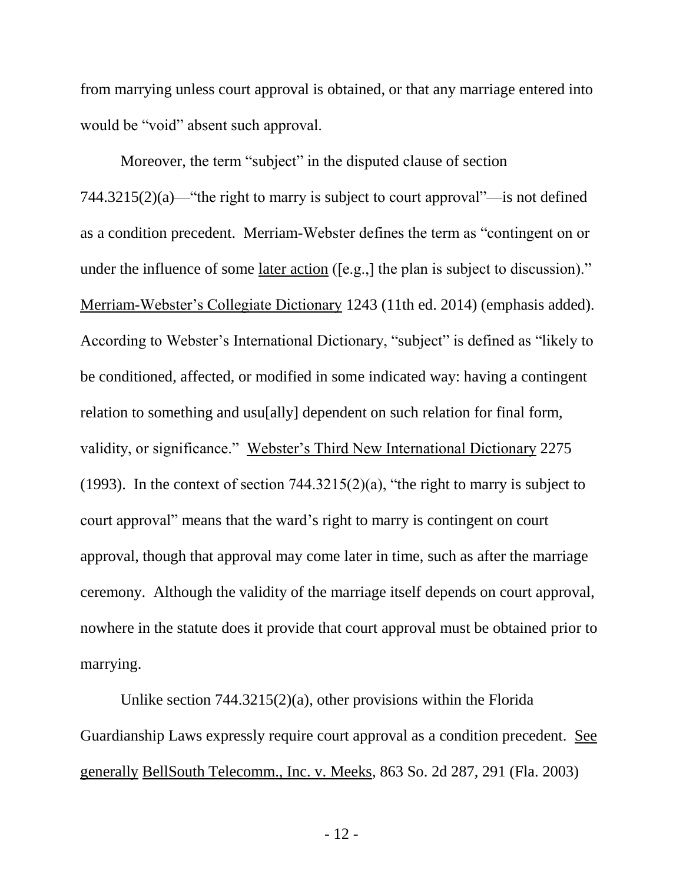from marrying unless court approval is obtained, or that any marriage entered into would be "void" absent such approval.

Moreover, the term "subject" in the disputed clause of section 744.3215(2)(a)—"the right to marry is subject to court approval"—is not defined as a condition precedent. Merriam-Webster defines the term as "contingent on or under the influence of some later action ([e.g.,] the plan is subject to discussion)." Merriam-Webster's Collegiate Dictionary 1243 (11th ed. 2014) (emphasis added). According to Webster's International Dictionary, "subject" is defined as "likely to be conditioned, affected, or modified in some indicated way: having a contingent relation to something and usu[ally] dependent on such relation for final form, validity, or significance." Webster's Third New International Dictionary 2275 (1993). In the context of section 744.3215(2)(a), "the right to marry is subject to court approval" means that the ward's right to marry is contingent on court approval, though that approval may come later in time, such as after the marriage ceremony. Although the validity of the marriage itself depends on court approval, nowhere in the statute does it provide that court approval must be obtained prior to marrying.

Unlike section 744.3215(2)(a), other provisions within the Florida Guardianship Laws expressly require court approval as a condition precedent. See generally BellSouth Telecomm., Inc. v. Meeks, 863 So. 2d 287, 291 (Fla. 2003)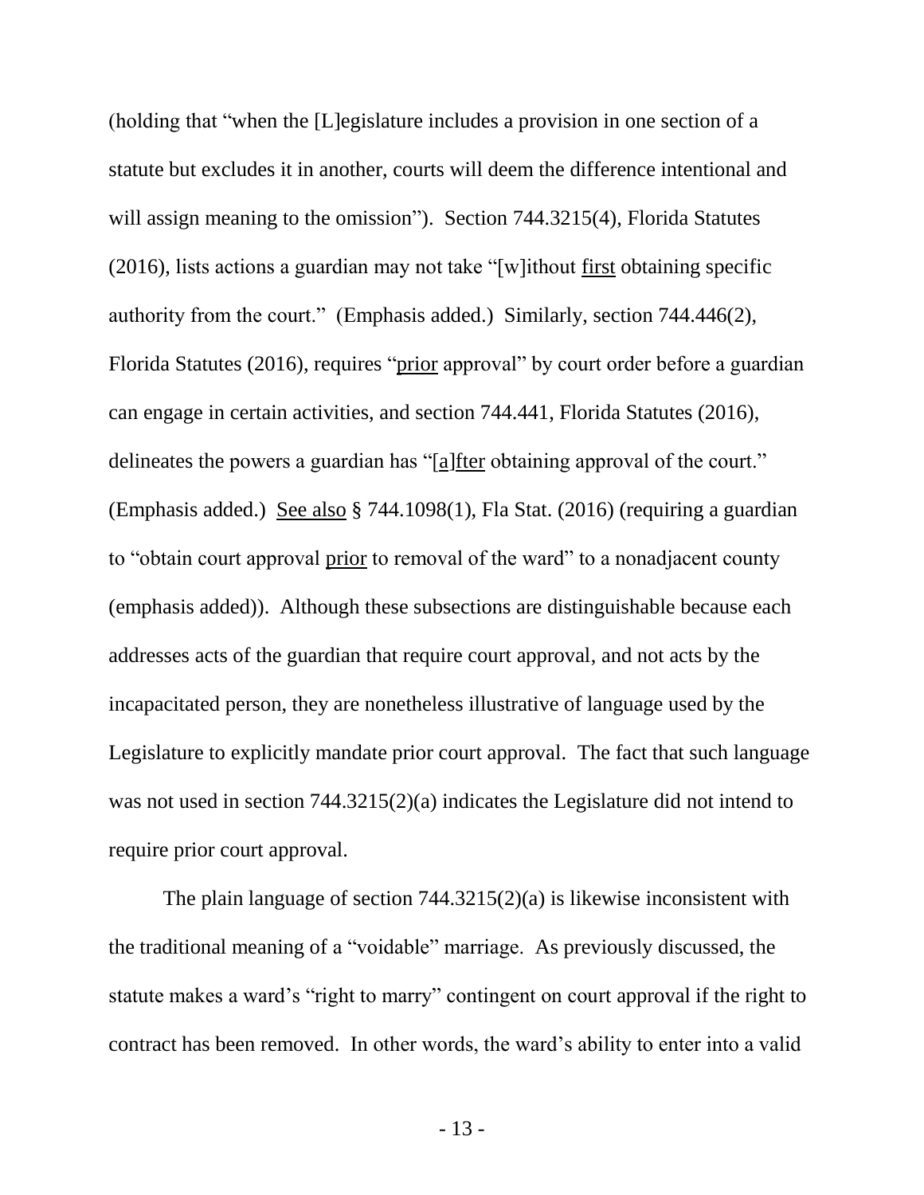(holding that "when the [L]egislature includes a provision in one section of a statute but excludes it in another, courts will deem the difference intentional and will assign meaning to the omission"). Section 744.3215(4), Florida Statutes (2016), lists actions a guardian may not take "[w]ithout <u>first</u> obtaining specific authority from the court." (Emphasis added.) Similarly, section 744.446(2), Florida Statutes (2016), requires "<u>prior</u> approval" by court order before a guardian can engage in certain activities, and section 744.441, Florida Statutes (2016), delineates the powers a guardian has "<u>[a]fter</u> obtaining approval of the court." (Emphasis added.) <u>See also</u> § 744.1098(1), Fla Stat. (2016) (requiring a guardian to "obtain court approval <u>prior</u> to removal of the ward" to a nonadjacent county (emphasis added)). Although these subsections are distinguishable because each addresses acts of the guardian that require court approval, and not acts by the incapacitated person, they are nonetheless illustrative of language used by the Legislature to explicitly mandate prior court approval. The fact that such language was not used in section 744.3215(2)(a) indicates the Legislature did not intend to require prior court approval.

The plain language of section 744.3215(2)(a) is likewise inconsistent with the traditional meaning of a "voidable" marriage. As previously discussed, the statute makes a ward's "right to marry" contingent on court approval if the right to contract has been removed. In other words, the ward's ability to enter into a valid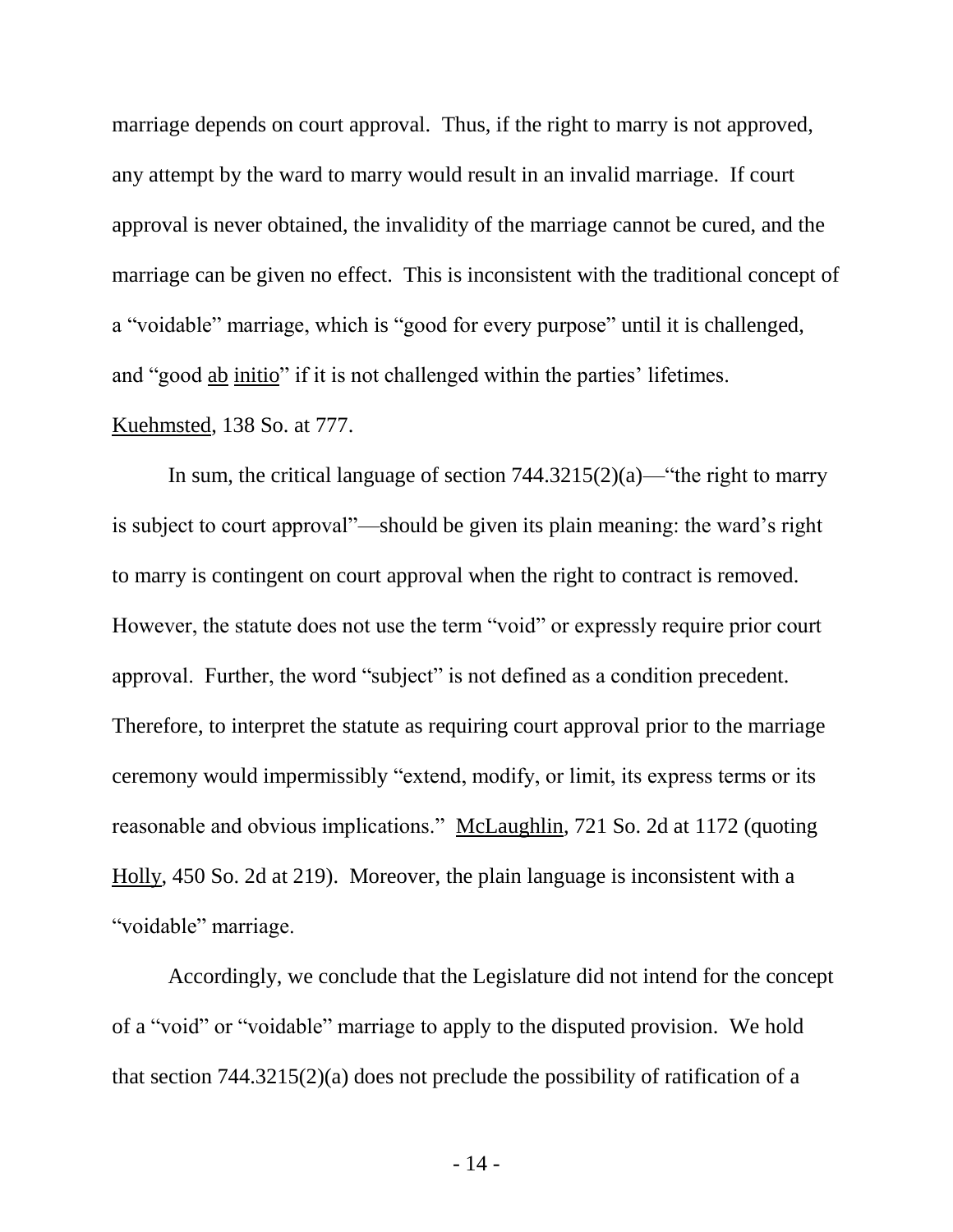marriage depends on court approval. Thus, if the right to marry is not approved, any attempt by the ward to marry would result in an invalid marriage. If court approval is never obtained, the invalidity of the marriage cannot be cured, and the marriage can be given no effect. This is inconsistent with the traditional concept of a "voidable" marriage, which is "good for every purpose" until it is challenged, and "good ab initio" if it is not challenged within the parties' lifetimes. Kuehmsted, 138 So. at 777.

In sum, the critical language of section 744.3215(2)(a)—"the right to marry is subject to court approval"—should be given its plain meaning: the ward's right to marry is contingent on court approval when the right to contract is removed. However, the statute does not use the term "void" or expressly require prior court approval. Further, the word "subject" is not defined as a condition precedent. Therefore, to interpret the statute as requiring court approval prior to the marriage ceremony would impermissibly "extend, modify, or limit, its express terms or its reasonable and obvious implications." McLaughlin, 721 So. 2d at 1172 (quoting Holly, 450 So. 2d at 219). Moreover, the plain language is inconsistent with a "voidable" marriage.

Accordingly, we conclude that the Legislature did not intend for the concept of a "void" or "voidable" marriage to apply to the disputed provision. We hold that section 744.3215(2)(a) does not preclude the possibility of ratification of a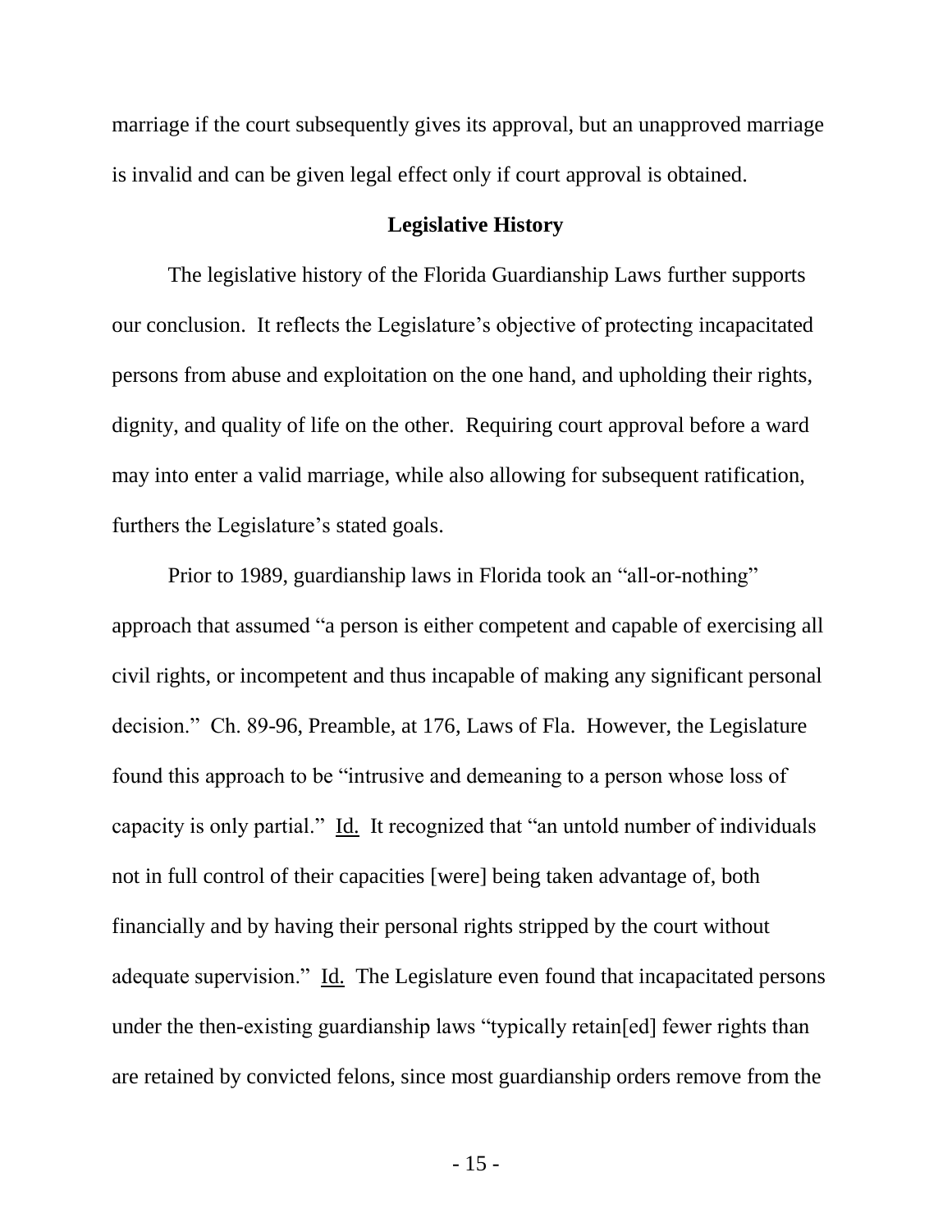marriage if the court subsequently gives its approval, but an unapproved marriage is invalid and can be given legal effect only if court approval is obtained.

**Legislative History**

The legislative history of the Florida Guardianship Laws further supports our conclusion. It reflects the Legislature's objective of protecting incapacitated persons from abuse and exploitation on the one hand, and upholding their rights, dignity, and quality of life on the other. Requiring court approval before a ward may into enter a valid marriage, while also allowing for subsequent ratification, furthers the Legislature's stated goals.

Prior to 1989, guardianship laws in Florida took an "all-or-nothing" approach that assumed "a person is either competent and capable of exercising all civil rights, or incompetent and thus incapable of making any significant personal decision." Ch. 89-96, Preamble, at 176, Laws of Fla. However, the Legislature found this approach to be "intrusive and demeaning to a person whose loss of capacity is only partial." Id. It recognized that "an untold number of individuals not in full control of their capacities [were] being taken advantage of, both financially and by having their personal rights stripped by the court without adequate supervision." Id. The Legislature even found that incapacitated persons under the then-existing guardianship laws "typically retain[ed] fewer rights than are retained by convicted felons, since most guardianship orders remove from the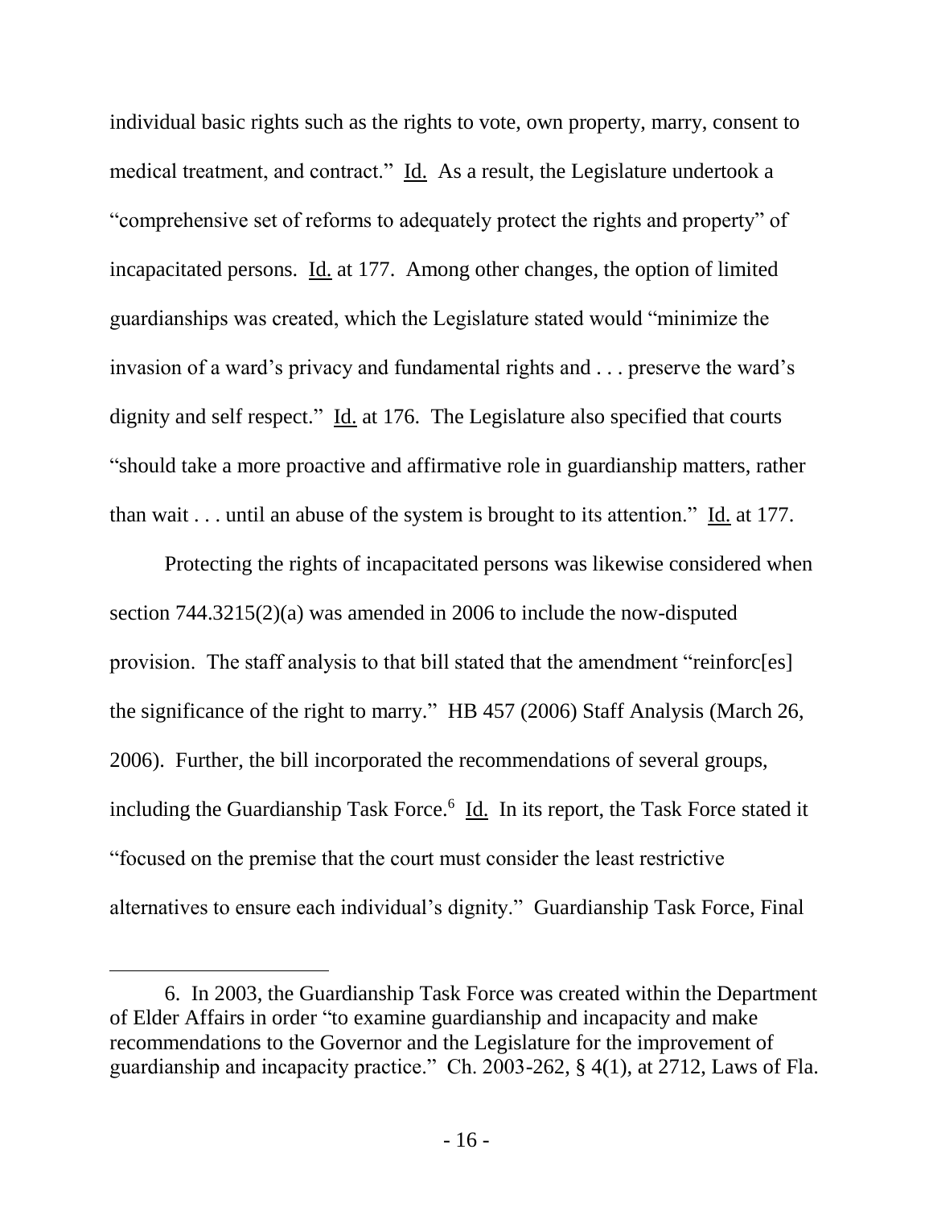individual basic rights such as the rights to vote, own property, marry, consent to medical treatment, and contract." Id. As a result, the Legislature undertook a "comprehensive set of reforms to adequately protect the rights and property" of incapacitated persons. Id. at 177. Among other changes, the option of limited guardianships was created, which the Legislature stated would "minimize the invasion of a ward's privacy and fundamental rights and . . . preserve the ward's dignity and self respect." Id. at 176. The Legislature also specified that courts "should take a more proactive and affirmative role in guardianship matters, rather than wait . . . until an abuse of the system is brought to its attention." Id. at 177.

Protecting the rights of incapacitated persons was likewise considered when section 744.3215(2)(a) was amended in 2006 to include the now-disputed provision. The staff analysis to that bill stated that the amendment "reinforc[es] the significance of the right to marry." HB 457 (2006) Staff Analysis (March 26, 2006). Further, the bill incorporated the recommendations of several groups, including the Guardianship Task Force.[6] Id. In its report, the Task Force stated it "focused on the premise that the court must consider the least restrictive alternatives to ensure each individual's dignity." Guardianship Task Force, Final

---

6. In 2003, the Guardianship Task Force was created within the Department of Elder Affairs in order "to examine guardianship and incapacity and make recommendations to the Governor and the Legislature for the improvement of guardianship and incapacity practice." Ch. 2003-262, § 4(1), at 2712, Laws of Fla.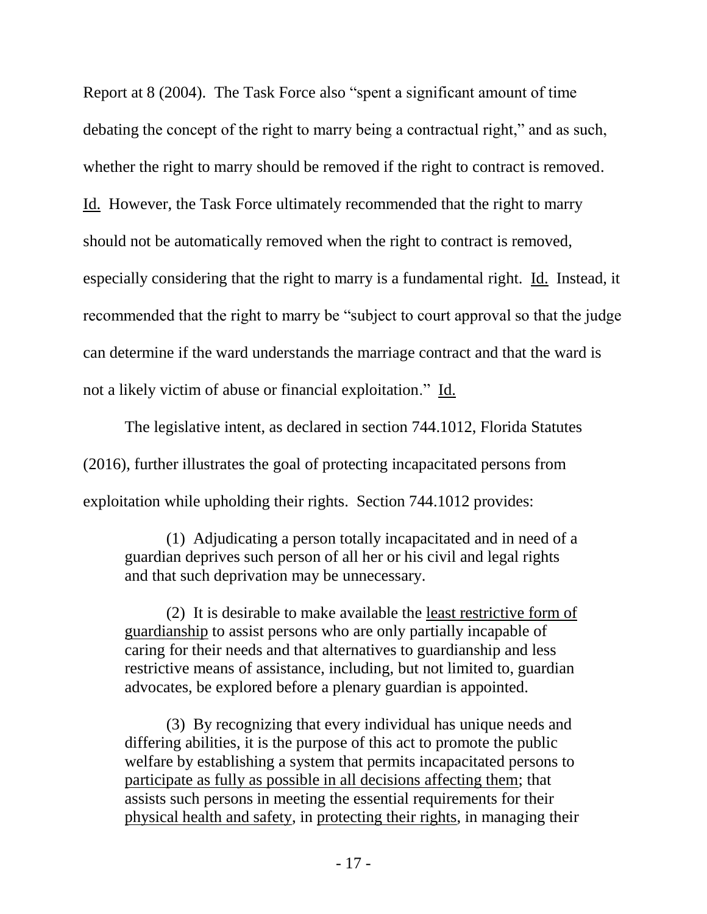Report at 8 (2004). The Task Force also "spent a significant amount of time debating the concept of the right to marry being a contractual right," and as such, whether the right to marry should be removed if the right to contract is removed. Id. However, the Task Force ultimately recommended that the right to marry should not be automatically removed when the right to contract is removed, especially considering that the right to marry is a fundamental right. Id. Instead, it recommended that the right to marry be "subject to court approval so that the judge can determine if the ward understands the marriage contract and that the ward is not a likely victim of abuse or financial exploitation." Id.

The legislative intent, as declared in section 744.1012, Florida Statutes (2016), further illustrates the goal of protecting incapacitated persons from exploitation while upholding their rights. Section 744.1012 provides:

> (1) Adjudicating a person totally incapacitated and in need of a guardian deprives such person of all her or his civil and legal rights and that such deprivation may be unnecessary.
>
> (2) It is desirable to make available the <u>least restrictive form of guardianship</u> to assist persons who are only partially incapable of caring for their needs and that alternatives to guardianship and less restrictive means of assistance, including, but not limited to, guardian advocates, be explored before a plenary guardian is appointed.
>
> (3) By recognizing that every individual has unique needs and differing abilities, it is the purpose of this act to promote the public welfare by establishing a system that permits incapacitated persons to <u>participate as fully as possible in all decisions affecting them</u>; that assists such persons in meeting the essential requirements for their <u>physical health and safety</u>, in <u>protecting their rights</u>, in managing their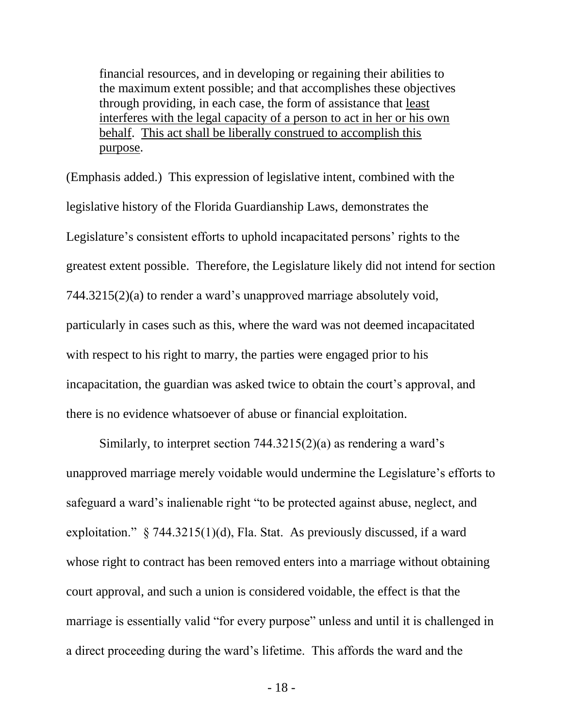> financial resources, and in developing or regaining their abilities to the maximum extent possible; and that accomplishes these objectives through providing, in each case, the form of assistance that <u>least interferes with the legal capacity of a person to act in her or his own behalf</u>. <u>This act shall be liberally construed to accomplish this purpose</u>.

(Emphasis added.) This expression of legislative intent, combined with the legislative history of the Florida Guardianship Laws, demonstrates the Legislature's consistent efforts to uphold incapacitated persons' rights to the greatest extent possible. Therefore, the Legislature likely did not intend for section 744.3215(2)(a) to render a ward's unapproved marriage absolutely void, particularly in cases such as this, where the ward was not deemed incapacitated with respect to his right to marry, the parties were engaged prior to his incapacitation, the guardian was asked twice to obtain the court's approval, and there is no evidence whatsoever of abuse or financial exploitation.

Similarly, to interpret section 744.3215(2)(a) as rendering a ward's unapproved marriage merely voidable would undermine the Legislature's efforts to safeguard a ward's inalienable right "to be protected against abuse, neglect, and exploitation." § 744.3215(1)(d), Fla. Stat. As previously discussed, if a ward whose right to contract has been removed enters into a marriage without obtaining court approval, and such a union is considered voidable, the effect is that the marriage is essentially valid "for every purpose" unless and until it is challenged in a direct proceeding during the ward's lifetime. This affords the ward and the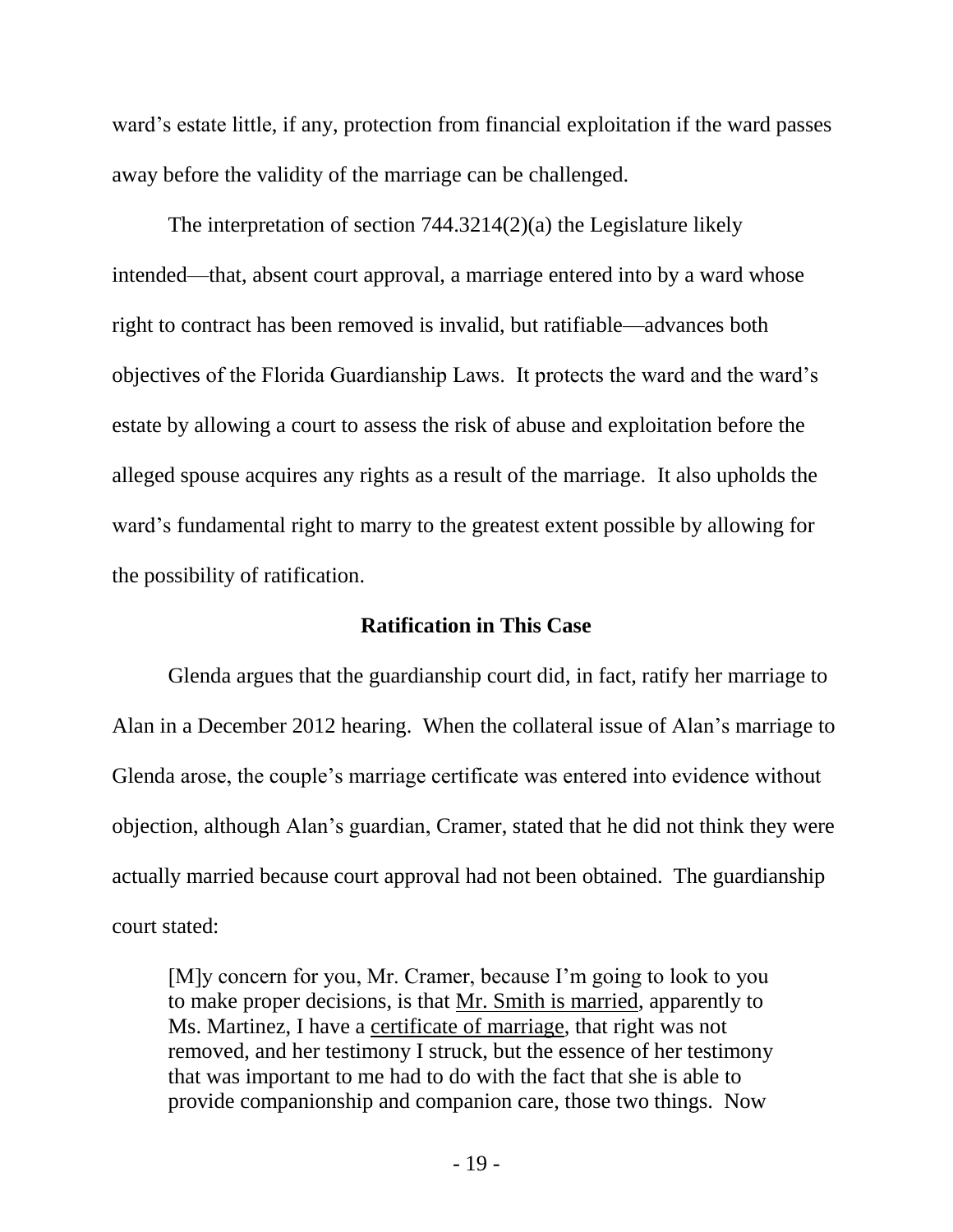ward's estate little, if any, protection from financial exploitation if the ward passes away before the validity of the marriage can be challenged.

The interpretation of section 744.3214(2)(a) the Legislature likely intended—that, absent court approval, a marriage entered into by a ward whose right to contract has been removed is invalid, but ratifiable—advances both objectives of the Florida Guardianship Laws. It protects the ward and the ward's estate by allowing a court to assess the risk of abuse and exploitation before the alleged spouse acquires any rights as a result of the marriage. It also upholds the ward's fundamental right to marry to the greatest extent possible by allowing for the possibility of ratification.

### Ratification in This Case

Glenda argues that the guardianship court did, in fact, ratify her marriage to Alan in a December 2012 hearing. When the collateral issue of Alan's marriage to Glenda arose, the couple's marriage certificate was entered into evidence without objection, although Alan's guardian, Cramer, stated that he did not think they were actually married because court approval had not been obtained. The guardianship court stated:

> [M]y concern for you, Mr. Cramer, because I'm going to look to you to make proper decisions, is that <u>Mr. Smith is married</u>, apparently to Ms. Martinez, I have a <u>certificate of marriage</u>, that right was not removed, and her testimony I struck, but the essence of her testimony that was important to me had to do with the fact that she is able to provide companionship and companion care, those two things. Now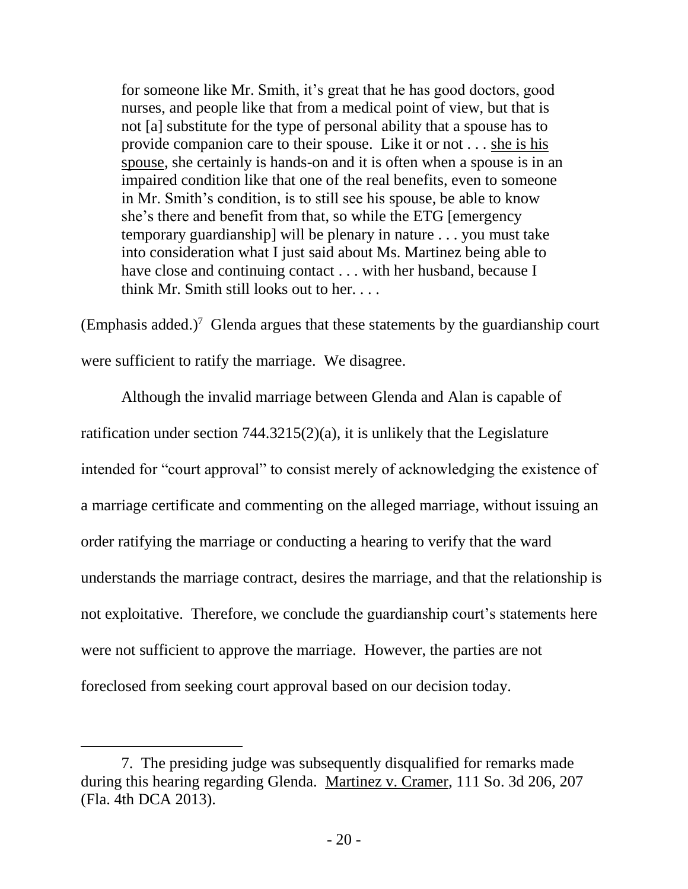> for someone like Mr. Smith, it's great that he has good doctors, good nurses, and people like that from a medical point of view, but that is not [a] substitute for the type of personal ability that a spouse has to provide companion care to their spouse. Like it or not . . . <u>she is his spouse</u>, she certainly is hands-on and it is often when a spouse is in an impaired condition like that one of the real benefits, even to someone in Mr. Smith's condition, is to still see his spouse, be able to know she's there and benefit from that, so while the ETG [emergency temporary guardianship] will be plenary in nature . . . you must take into consideration what I just said about Ms. Martinez being able to have close and continuing contact . . . with her husband, because I think Mr. Smith still looks out to her. . . .

(Emphasis added.)[7] Glenda argues that these statements by the guardianship court were sufficient to ratify the marriage. We disagree.

Although the invalid marriage between Glenda and Alan is capable of ratification under section 744.3215(2)(a), it is unlikely that the Legislature intended for "court approval" to consist merely of acknowledging the existence of a marriage certificate and commenting on the alleged marriage, without issuing an order ratifying the marriage or conducting a hearing to verify that the ward understands the marriage contract, desires the marriage, and that the relationship is not exploitative. Therefore, we conclude the guardianship court's statements here were not sufficient to approve the marriage. However, the parties are not foreclosed from seeking court approval based on our decision today.

---

7. The presiding judge was subsequently disqualified for remarks made during this hearing regarding Glenda. <u>Martinez v. Cramer</u>, 111 So. 3d 206, 207 (Fla. 4th DCA 2013).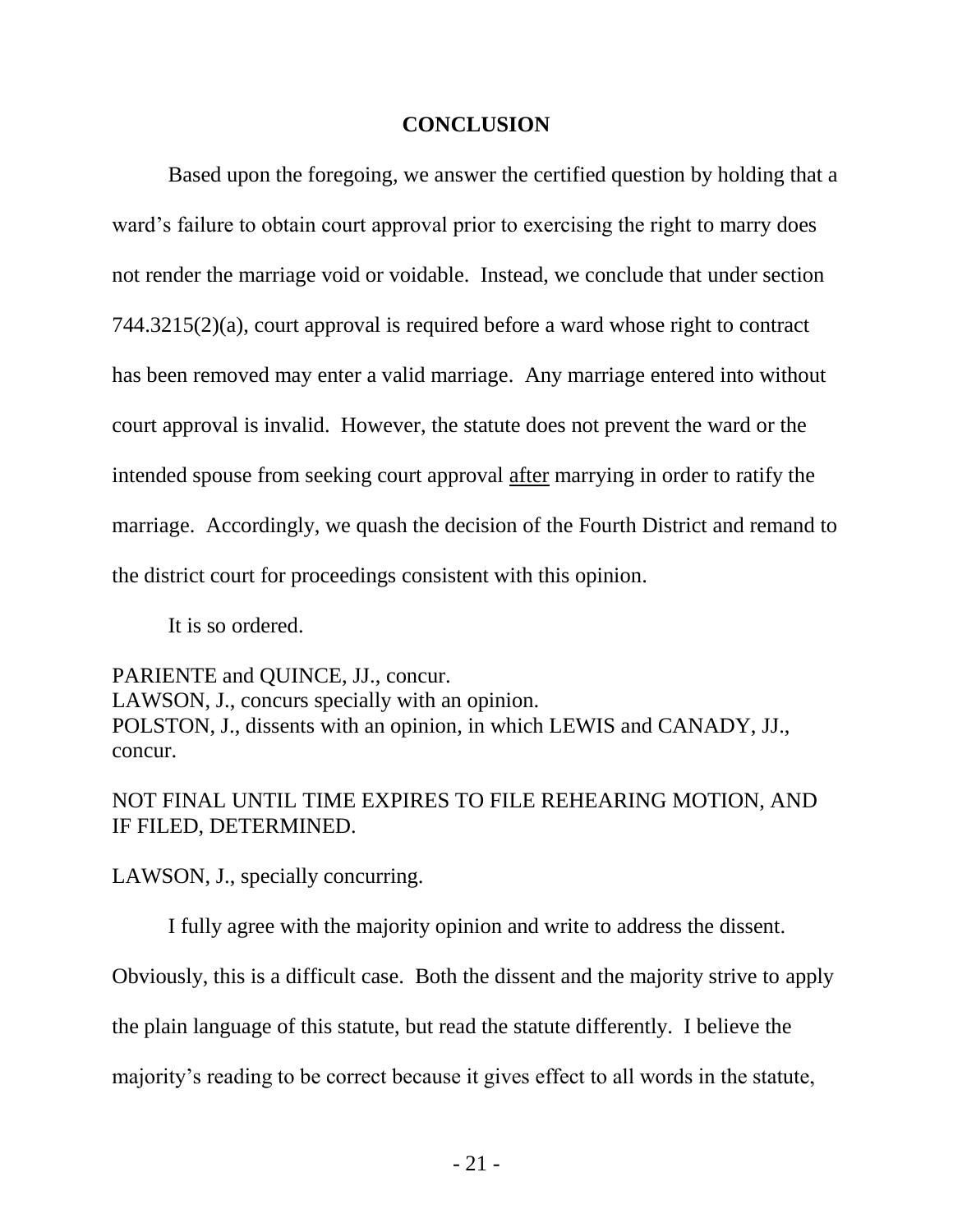## CONCLUSION

Based upon the foregoing, we answer the certified question by holding that a ward's failure to obtain court approval prior to exercising the right to marry does not render the marriage void or voidable. Instead, we conclude that under section 744.3215(2)(a), court approval is required before a ward whose right to contract has been removed may enter a valid marriage. Any marriage entered into without court approval is invalid. However, the statute does not prevent the ward or the intended spouse from seeking court approval <u>after</u> marrying in order to ratify the marriage. Accordingly, we quash the decision of the Fourth District and remand to the district court for proceedings consistent with this opinion.

It is so ordered.

PARIENTE and QUINCE, JJ., concur.
LAWSON, J., concurs specially with an opinion.
POLSTON, J., dissents with an opinion, in which LEWIS and CANADY, JJ., concur.

NOT FINAL UNTIL TIME EXPIRES TO FILE REHEARING MOTION, AND IF FILED, DETERMINED.

LAWSON, J., specially concurring.

I fully agree with the majority opinion and write to address the dissent. Obviously, this is a difficult case. Both the dissent and the majority strive to apply the plain language of this statute, but read the statute differently. I believe the majority's reading to be correct because it gives effect to all words in the statute,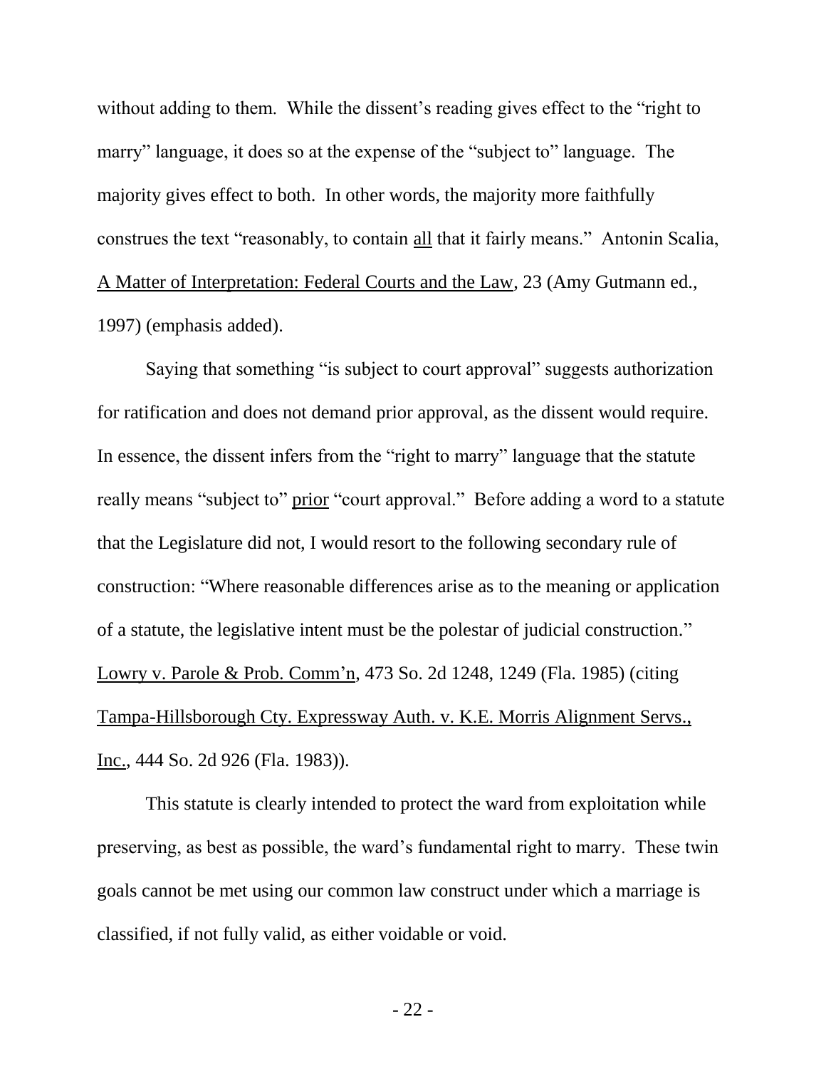without adding to them. While the dissent's reading gives effect to the "right to marry" language, it does so at the expense of the "subject to" language. The majority gives effect to both. In other words, the majority more faithfully construes the text "reasonably, to contain all that it fairly means." Antonin Scalia, A Matter of Interpretation: Federal Courts and the Law, 23 (Amy Gutmann ed., 1997) (emphasis added).

Saying that something "is subject to court approval" suggests authorization for ratification and does not demand prior approval, as the dissent would require. In essence, the dissent infers from the "right to marry" language that the statute really means "subject to" prior "court approval." Before adding a word to a statute that the Legislature did not, I would resort to the following secondary rule of construction: "Where reasonable differences arise as to the meaning or application of a statute, the legislative intent must be the polestar of judicial construction." Lowry v. Parole & Prob. Comm'n, 473 So. 2d 1248, 1249 (Fla. 1985) (citing Tampa-Hillsborough Cty. Expressway Auth. v. K.E. Morris Alignment Servs., Inc., 444 So. 2d 926 (Fla. 1983)).

This statute is clearly intended to protect the ward from exploitation while preserving, as best as possible, the ward's fundamental right to marry. These twin goals cannot be met using our common law construct under which a marriage is classified, if not fully valid, as either voidable or void.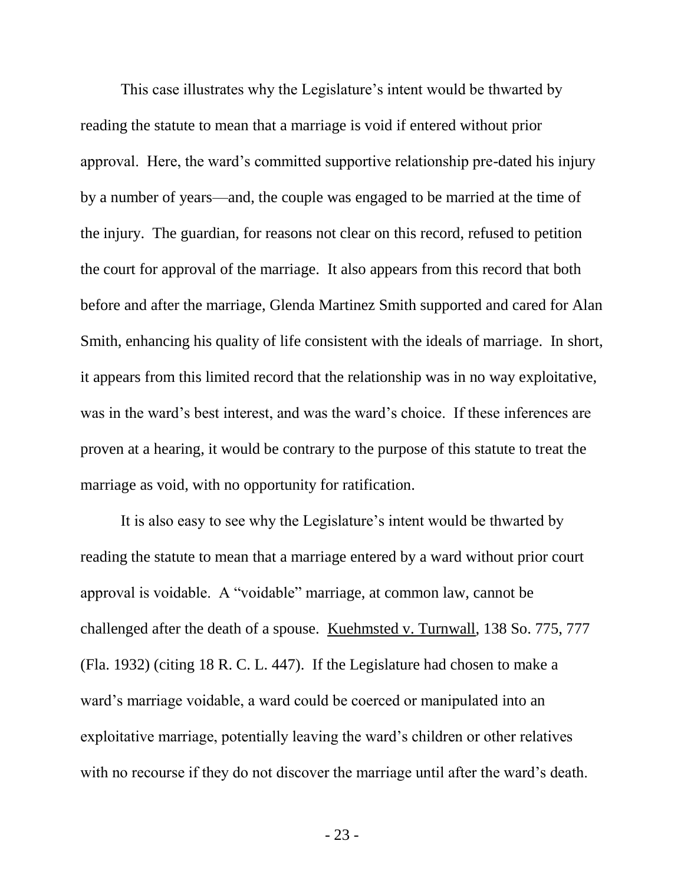This case illustrates why the Legislature's intent would be thwarted by reading the statute to mean that a marriage is void if entered without prior approval. Here, the ward's committed supportive relationship pre-dated his injury by a number of years—and, the couple was engaged to be married at the time of the injury. The guardian, for reasons not clear on this record, refused to petition the court for approval of the marriage. It also appears from this record that both before and after the marriage, Glenda Martinez Smith supported and cared for Alan Smith, enhancing his quality of life consistent with the ideals of marriage. In short, it appears from this limited record that the relationship was in no way exploitative, was in the ward's best interest, and was the ward's choice. If these inferences are proven at a hearing, it would be contrary to the purpose of this statute to treat the marriage as void, with no opportunity for ratification.

It is also easy to see why the Legislature's intent would be thwarted by reading the statute to mean that a marriage entered by a ward without prior court approval is voidable. A "voidable" marriage, at common law, cannot be challenged after the death of a spouse. Kuehmsted v. Turnwall, 138 So. 775, 777 (Fla. 1932) (citing 18 R. C. L. 447). If the Legislature had chosen to make a ward's marriage voidable, a ward could be coerced or manipulated into an exploitative marriage, potentially leaving the ward's children or other relatives with no recourse if they do not discover the marriage until after the ward's death.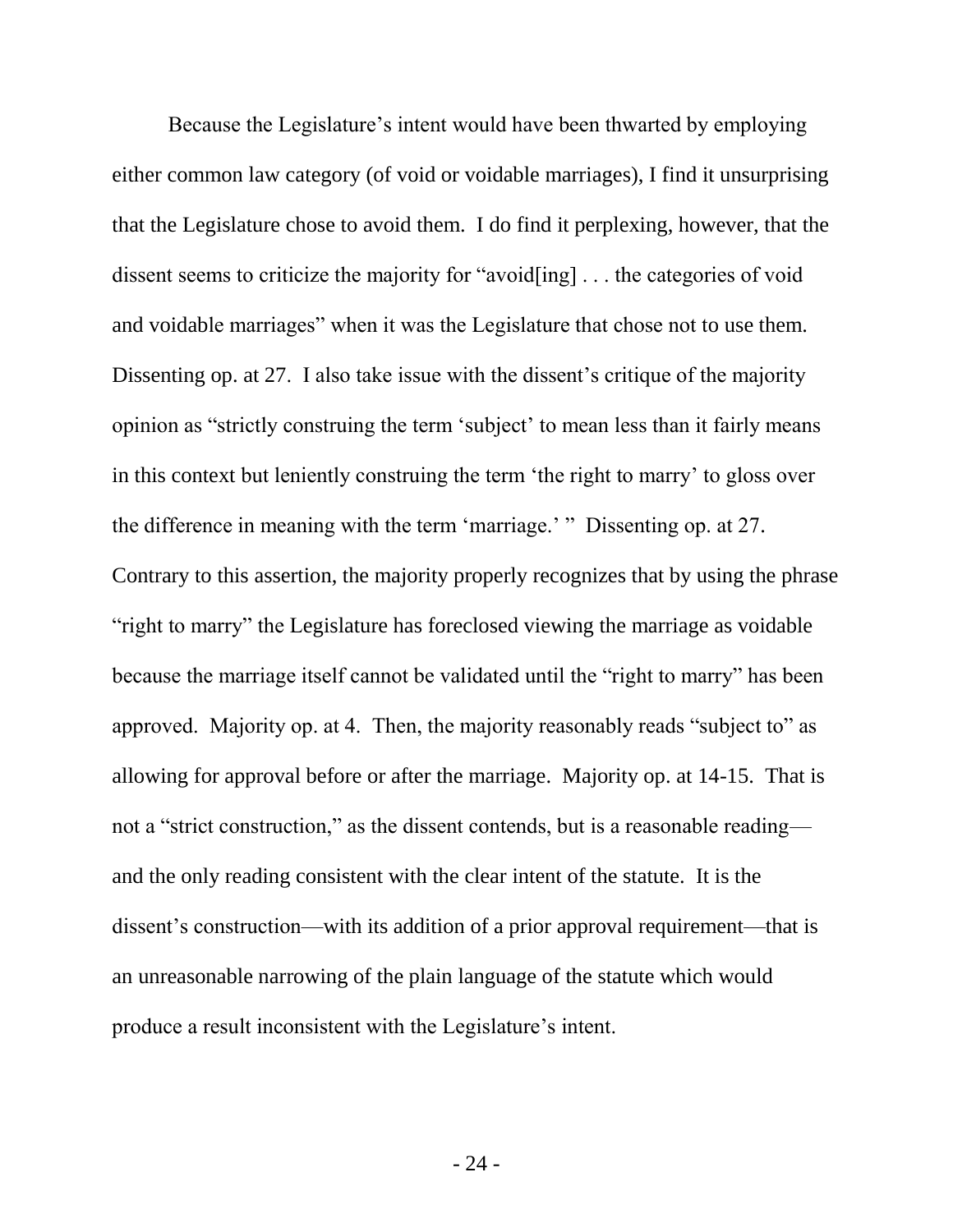Because the Legislature's intent would have been thwarted by employing either common law category (of void or voidable marriages), I find it unsurprising that the Legislature chose to avoid them. I do find it perplexing, however, that the dissent seems to criticize the majority for "avoid[ing] . . . the categories of void and voidable marriages" when it was the Legislature that chose not to use them. Dissenting op. at 27. I also take issue with the dissent's critique of the majority opinion as "strictly construing the term 'subject' to mean less than it fairly means in this context but leniently construing the term 'the right to marry' to gloss over the difference in meaning with the term 'marriage.' " Dissenting op. at 27. Contrary to this assertion, the majority properly recognizes that by using the phrase "right to marry" the Legislature has foreclosed viewing the marriage as voidable because the marriage itself cannot be validated until the "right to marry" has been approved. Majority op. at 4. Then, the majority reasonably reads "subject to" as allowing for approval before or after the marriage. Majority op. at 14-15. That is not a "strict construction," as the dissent contends, but is a reasonable reading—and the only reading consistent with the clear intent of the statute. It is the dissent's construction—with its addition of a prior approval requirement—that is an unreasonable narrowing of the plain language of the statute which would produce a result inconsistent with the Legislature's intent.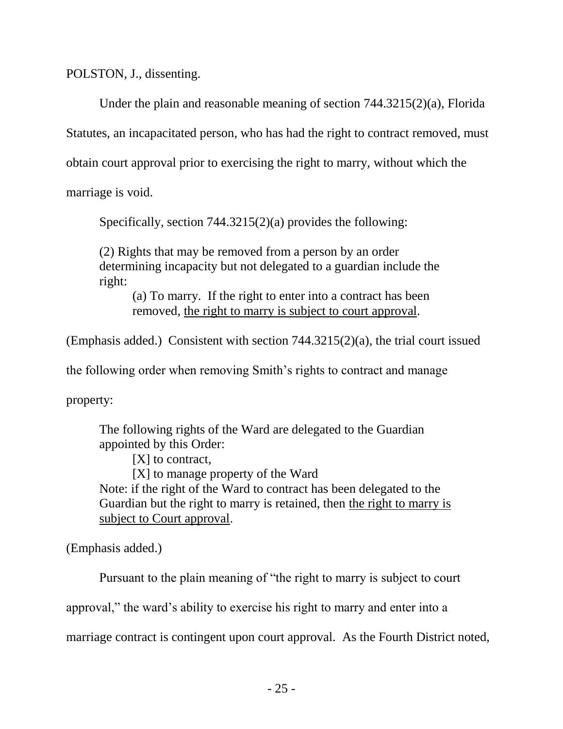POLSTON, J., dissenting.

Under the plain and reasonable meaning of section 744.3215(2)(a), Florida Statutes, an incapacitated person, who has had the right to contract removed, must obtain court approval prior to exercising the right to marry, without which the marriage is void.

Specifically, section 744.3215(2)(a) provides the following:

> (2) Rights that may be removed from a person by an order determining incapacity but not delegated to a guardian include the right:
>
> (a) To marry. If the right to enter into a contract has been removed, <u>the right to marry is subject to court approval</u>.

(Emphasis added.) Consistent with section 744.3215(2)(a), the trial court issued the following order when removing Smith's rights to contract and manage property:

> The following rights of the Ward are delegated to the Guardian appointed by this Order:
>
> [X] to contract,
>
> [X] to manage property of the Ward
>
> Note: if the right of the Ward to contract has been delegated to the Guardian but the right to marry is retained, then <u>the right to marry is subject to Court approval</u>.

(Emphasis added.)

Pursuant to the plain meaning of "the right to marry is subject to court approval," the ward's ability to exercise his right to marry and enter into a marriage contract is contingent upon court approval. As the Fourth District noted,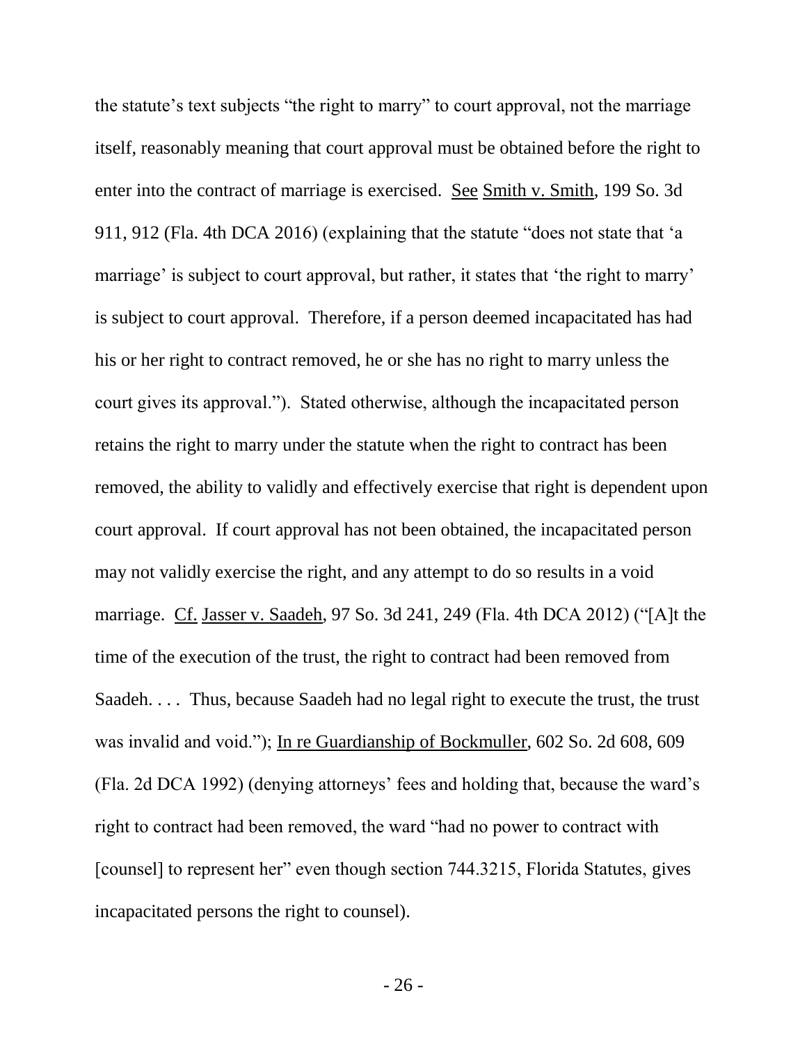the statute's text subjects "the right to marry" to court approval, not the marriage itself, reasonably meaning that court approval must be obtained before the right to enter into the contract of marriage is exercised. See Smith v. Smith, 199 So. 3d 911, 912 (Fla. 4th DCA 2016) (explaining that the statute "does not state that 'a marriage' is subject to court approval, but rather, it states that 'the right to marry' is subject to court approval. Therefore, if a person deemed incapacitated has had his or her right to contract removed, he or she has no right to marry unless the court gives its approval."). Stated otherwise, although the incapacitated person retains the right to marry under the statute when the right to contract has been removed, the ability to validly and effectively exercise that right is dependent upon court approval. If court approval has not been obtained, the incapacitated person may not validly exercise the right, and any attempt to do so results in a void marriage. Cf. Jasser v. Saadeh, 97 So. 3d 241, 249 (Fla. 4th DCA 2012) ("[A]t the time of the execution of the trust, the right to contract had been removed from Saadeh. . . . Thus, because Saadeh had no legal right to execute the trust, the trust was invalid and void."); In re Guardianship of Bockmuller, 602 So. 2d 608, 609 (Fla. 2d DCA 1992) (denying attorneys' fees and holding that, because the ward's right to contract had been removed, the ward "had no power to contract with [counsel] to represent her" even though section 744.3215, Florida Statutes, gives incapacitated persons the right to counsel).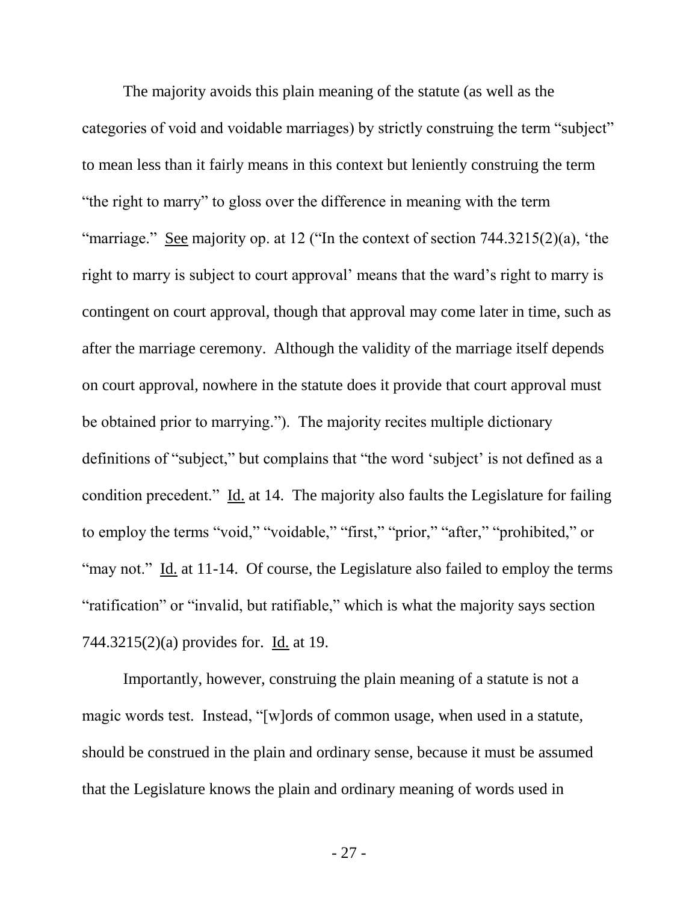The majority avoids this plain meaning of the statute (as well as the categories of void and voidable marriages) by strictly construing the term "subject" to mean less than it fairly means in this context but leniently construing the term "the right to marry" to gloss over the difference in meaning with the term "marriage." See majority op. at 12 ("In the context of section 744.3215(2)(a), 'the right to marry is subject to court approval' means that the ward's right to marry is contingent on court approval, though that approval may come later in time, such as after the marriage ceremony. Although the validity of the marriage itself depends on court approval, nowhere in the statute does it provide that court approval must be obtained prior to marrying."). The majority recites multiple dictionary definitions of "subject," but complains that "the word 'subject' is not defined as a condition precedent." Id. at 14. The majority also faults the Legislature for failing to employ the terms "void," "voidable," "first," "prior," "after," "prohibited," or "may not." Id. at 11-14. Of course, the Legislature also failed to employ the terms "ratification" or "invalid, but ratifiable," which is what the majority says section 744.3215(2)(a) provides for. Id. at 19.

Importantly, however, construing the plain meaning of a statute is not a magic words test. Instead, "[w]ords of common usage, when used in a statute, should be construed in the plain and ordinary sense, because it must be assumed that the Legislature knows the plain and ordinary meaning of words used in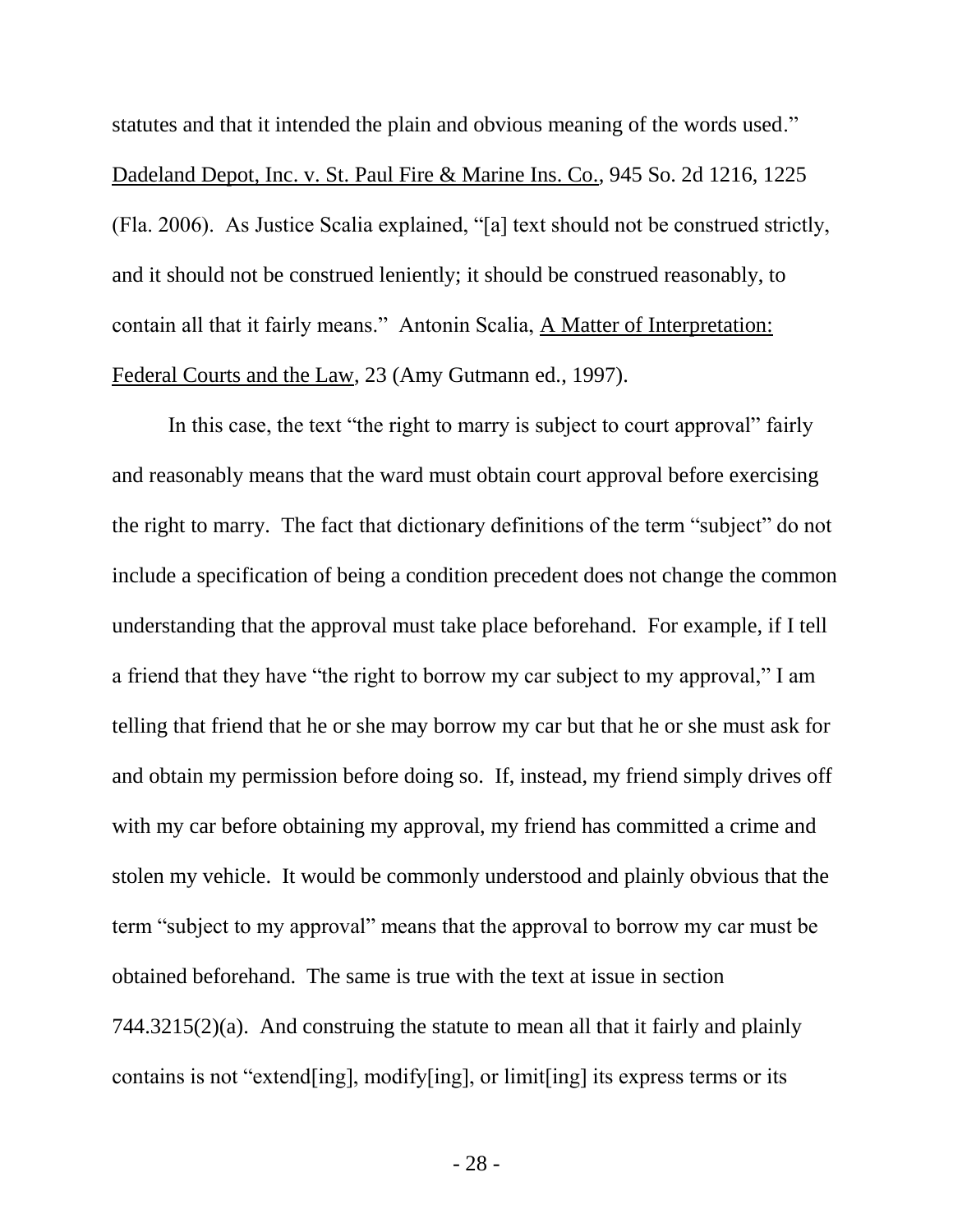statutes and that it intended the plain and obvious meaning of the words used." Dadeland Depot, Inc. v. St. Paul Fire & Marine Ins. Co., 945 So. 2d 1216, 1225 (Fla. 2006). As Justice Scalia explained, "[a] text should not be construed strictly, and it should not be construed leniently; it should be construed reasonably, to contain all that it fairly means." Antonin Scalia, A Matter of Interpretation: Federal Courts and the Law, 23 (Amy Gutmann ed., 1997).

In this case, the text "the right to marry is subject to court approval" fairly and reasonably means that the ward must obtain court approval before exercising the right to marry. The fact that dictionary definitions of the term "subject" do not include a specification of being a condition precedent does not change the common understanding that the approval must take place beforehand. For example, if I tell a friend that they have "the right to borrow my car subject to my approval," I am telling that friend that he or she may borrow my car but that he or she must ask for and obtain my permission before doing so. If, instead, my friend simply drives off with my car before obtaining my approval, my friend has committed a crime and stolen my vehicle. It would be commonly understood and plainly obvious that the term "subject to my approval" means that the approval to borrow my car must be obtained beforehand. The same is true with the text at issue in section 744.3215(2)(a). And construing the statute to mean all that it fairly and plainly contains is not "extend[ing], modify[ing], or limit[ing] its express terms or its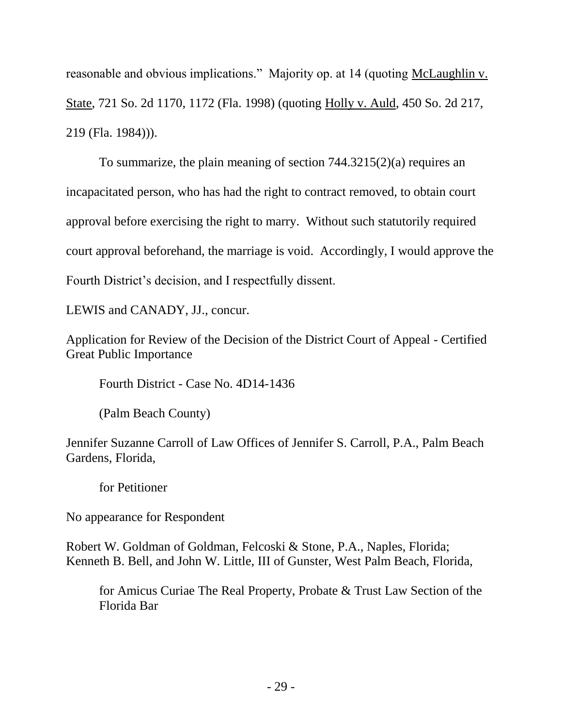reasonable and obvious implications." Majority op. at 14 (quoting McLaughlin v. State, 721 So. 2d 1170, 1172 (Fla. 1998) (quoting Holly v. Auld, 450 So. 2d 217, 219 (Fla. 1984))).

To summarize, the plain meaning of section 744.3215(2)(a) requires an incapacitated person, who has had the right to contract removed, to obtain court approval before exercising the right to marry. Without such statutorily required court approval beforehand, the marriage is void. Accordingly, I would approve the Fourth District's decision, and I respectfully dissent.

LEWIS and CANADY, JJ., concur.

Application for Review of the Decision of the District Court of Appeal - Certified Great Public Importance

Fourth District - Case No. 4D14-1436

(Palm Beach County)

Jennifer Suzanne Carroll of Law Offices of Jennifer S. Carroll, P.A., Palm Beach Gardens, Florida,

for Petitioner

No appearance for Respondent

Robert W. Goldman of Goldman, Felcoski & Stone, P.A., Naples, Florida; Kenneth B. Bell, and John W. Little, III of Gunster, West Palm Beach, Florida,

for Amicus Curiae The Real Property, Probate & Trust Law Section of the Florida Bar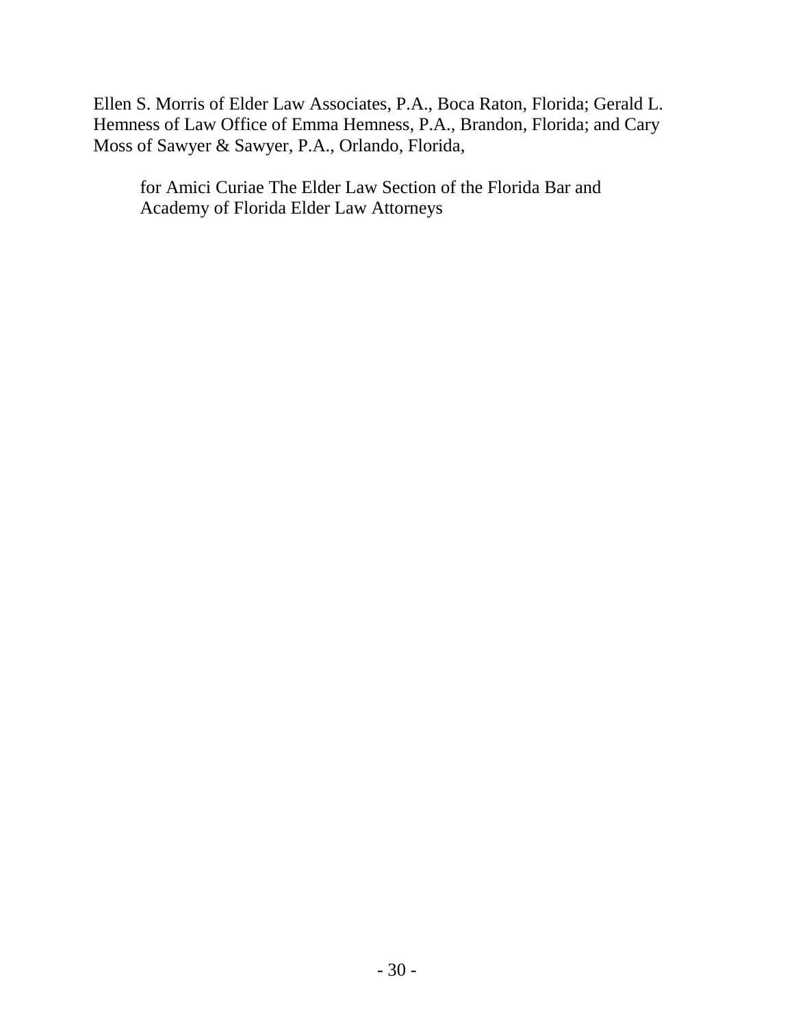Ellen S. Morris of Elder Law Associates, P.A., Boca Raton, Florida; Gerald L. Hemness of Law Office of Emma Hemness, P.A., Brandon, Florida; and Cary Moss of Sawyer & Sawyer, P.A., Orlando, Florida,

for Amici Curiae The Elder Law Section of the Florida Bar and Academy of Florida Elder Law Attorneys